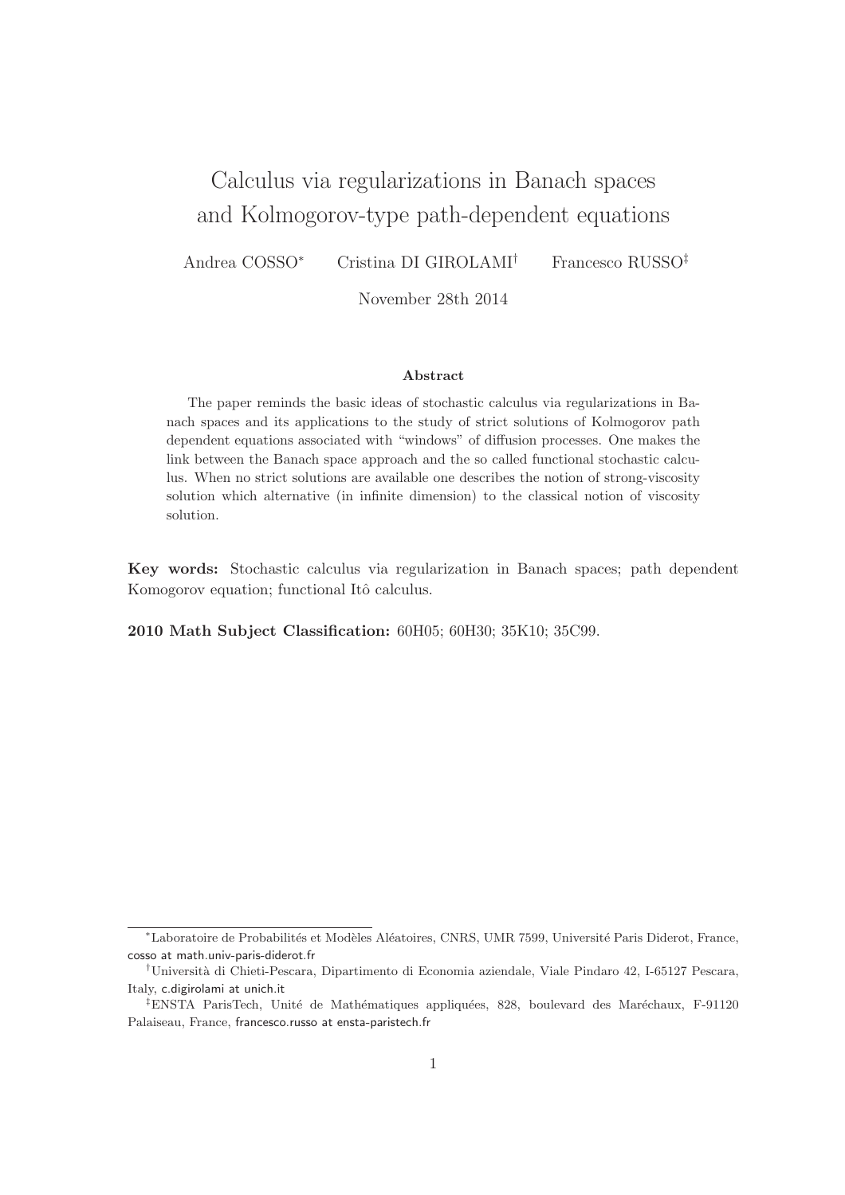# Calculus via regularizations in Banach spaces and Kolmogorov-type path-dependent equations

Andrea COSSO[*] Cristina DI GIROLAMI[†] Francesco RUSSO[‡]

November 28th 2014

### Abstract

The paper reminds the basic ideas of stochastic calculus via regularizations in Banach spaces and its applications to the study of strict solutions of Kolmogorov path dependent equations associated with "windows" of diffusion processes. One makes the link between the Banach space approach and the so called functional stochastic calculus. When no strict solutions are available one describes the notion of strong-viscosity solution which alternative (in infinite dimension) to the classical notion of viscosity solution.

**Key words:** Stochastic calculus via regularization in Banach spaces; path dependent Komogorov equation; functional Itô calculus.

**2010 Math Subject Classification:** 60H05; 60H30; 35K10; 35C99.

---

[*] Laboratoire de Probabilités et Modèles Aléatoires, CNRS, UMR 7599, Université Paris Diderot, France, cosso at math.univ-paris-diderot.fr

[†] Università di Chieti-Pescara, Dipartimento di Economia aziendale, Viale Pindaro 42, I-65127 Pescara, Italy, c.digirolami at unich.it

[‡] ENSTA ParisTech, Unité de Mathématiques appliquées, 828, boulevard des Maréchaux, F-91120 Palaiseau, France, francesco.russo at ensta-paristech.fr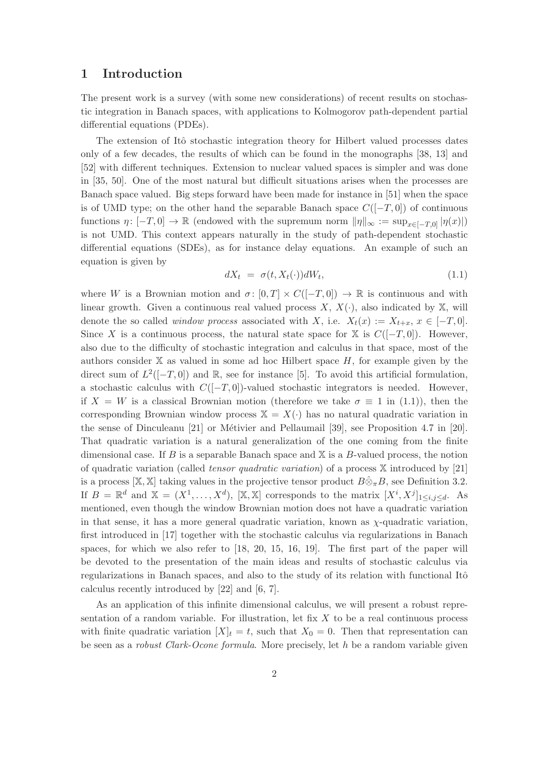# 1 Introduction

The present work is a survey (with some new considerations) of recent results on stochastic integration in Banach spaces, with applications to Kolmogorov path-dependent partial differential equations (PDEs).

The extension of Itô stochastic integration theory for Hilbert valued processes dates only of a few decades, the results of which can be found in the monographs [38, 13] and [52] with different techniques. Extension to nuclear valued spaces is simpler and was done in [35, 50]. One of the most natural but difficult situations arises when the processes are Banach space valued. Big steps forward have been made for instance in [51] when the space is of UMD type; on the other hand the separable Banach space $C([-T, 0])$ of continuous functions $\eta\colon [-T, 0] \to \mathbb{R}$ (endowed with the supremum norm $\|\eta\|_\infty := \sup_{x\in[-T,0]} |\eta(x)|$) is not UMD. This context appears naturally in the study of path-dependent stochastic differential equations (SDEs), as for instance delay equations. An example of such an equation is given by

$$dX_t \;=\; \sigma(t, X_t(\cdot))dW_t, \tag{1.1}$$

where $W$ is a Brownian motion and $\sigma\colon [0, T] \times C([-T, 0]) \to \mathbb{R}$ is continuous and with linear growth. Given a continuous real valued process $X$, $X(\cdot)$, also indicated by $\mathbb{X}$, will denote the so called *window process* associated with $X$, i.e. $X_t(x) := X_{t+x}$, $x \in [-T, 0]$. Since $X$ is a continuous process, the natural state space for $\mathbb{X}$ is $C([-T, 0])$. However, also due to the difficulty of stochastic integration and calculus in that space, most of the authors consider $\mathbb{X}$ as valued in some ad hoc Hilbert space $H$, for example given by the direct sum of $L^2([-T, 0])$ and $\mathbb{R}$, see for instance [5]. To avoid this artificial formulation, a stochastic calculus with $C([-T, 0])$-valued stochastic integrators is needed. However, if $X = W$ is a classical Brownian motion (therefore we take $\sigma \equiv 1$ in (1.1)), then the corresponding Brownian window process $\mathbb{X} = X(\cdot)$ has no natural quadratic variation in the sense of Dinculeanu [21] or Métivier and Pellaumail [39], see Proposition 4.7 in [20]. That quadratic variation is a natural generalization of the one coming from the finite dimensional case. If $B$ is a separable Banach space and $\mathbb{X}$ is a $B$-valued process, the notion of quadratic variation (called *tensor quadratic variation*) of a process $\mathbb{X}$ introduced by [21] is a process $[\mathbb{X}, \mathbb{X}]$ taking values in the projective tensor product $B\hat{\otimes}_\pi B$, see Definition 3.2. If $B = \mathbb{R}^d$ and $\mathbb{X} = (X^1, \dots, X^d)$, $[\mathbb{X}, \mathbb{X}]$ corresponds to the matrix $[X^i, X^j]_{1\le i,j\le d}$. As mentioned, even though the window Brownian motion does not have a quadratic variation in that sense, it has a more general quadratic variation, known as $\chi$-quadratic variation, first introduced in [17] together with the stochastic calculus via regularizations in Banach spaces, for which we also refer to [18, 20, 15, 16, 19]. The first part of the paper will be devoted to the presentation of the main ideas and results of stochastic calculus via regularizations in Banach spaces, and also to the study of its relation with functional Itô calculus recently introduced by [22] and [6, 7].

As an application of this infinite dimensional calculus, we will present a robust representation of a random variable. For illustration, let fix $X$ to be a real continuous process with finite quadratic variation $[X]_t = t$, such that $X_0 = 0$. Then that representation can be seen as a *robust Clark-Ocone formula*. More precisely, let $h$ be a random variable given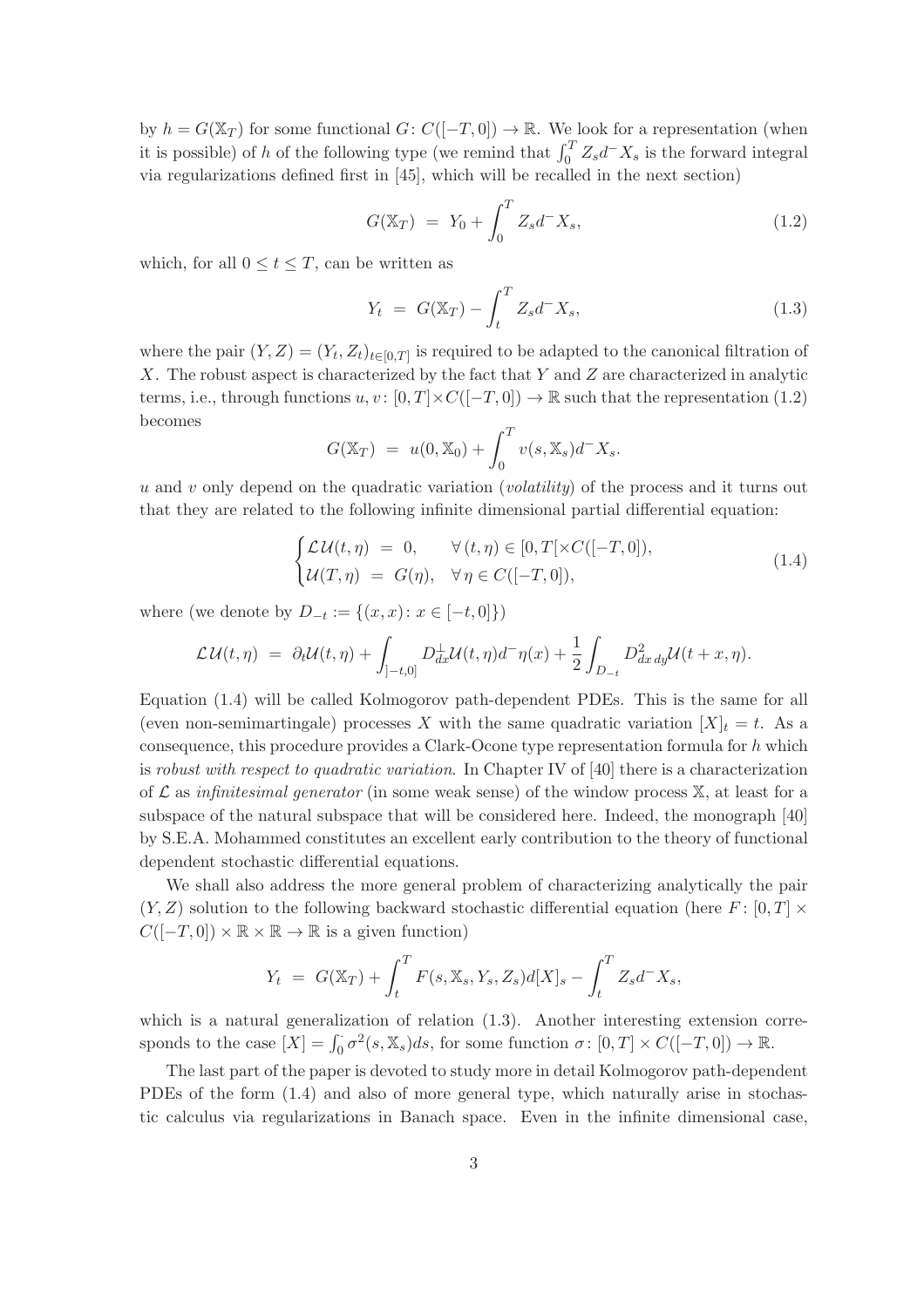by $h = G(\mathbb{X}_T)$ for some functional $G\colon C([-T,0]) \to \mathbb{R}$. We look for a representation (when it is possible) of $h$ of the following type (we remind that $\int_0^T Z_s d^- X_s$ is the forward integral via regularizations defined first in [45], which will be recalled in the next section)

$$G(\mathbb{X}_T) \;=\; Y_0 + \int_0^T Z_s d^- X_s, \tag{1.2}$$

which, for all $0 \le t \le T$, can be written as

$$Y_t \;=\; G(\mathbb{X}_T) - \int_t^T Z_s d^- X_s, \tag{1.3}$$

where the pair $(Y, Z) = (Y_t, Z_t)_{t\in[0,T]}$ is required to be adapted to the canonical filtration of $X$. The robust aspect is characterized by the fact that $Y$ and $Z$ are characterized in analytic terms, i.e., through functions $u, v\colon [0,T]\times C([-T,0]) \to \mathbb{R}$ such that the representation (1.2) becomes

$$G(\mathbb{X}_T) \;=\; u(0, \mathbb{X}_0) + \int_0^T v(s, \mathbb{X}_s) d^- X_s.$$

$u$ and $v$ only depend on the quadratic variation (*volatility*) of the process and it turns out that they are related to the following infinite dimensional partial differential equation:

$$\begin{cases} \mathcal{L}\mathcal{U}(t,\eta) \;=\; 0, & \forall\,(t,\eta) \in [0,T[\times C([-T,0]), \\ \mathcal{U}(T,\eta) \;=\; G(\eta), & \forall\,\eta \in C([-T,0]), \end{cases} \tag{1.4}$$

where (we denote by $D_{-t} := \{(x,x)\colon x \in [-t,0]\}$)

$$\mathcal{L}\mathcal{U}(t,\eta) \;=\; \partial_t \mathcal{U}(t,\eta) + \int_{]-t,0]} D_{dx}^{\perp}\mathcal{U}(t,\eta) d^-\eta(x) + \frac{1}{2}\int_{D_{-t}} D^2_{dx\,dy}\mathcal{U}(t+x,\eta).$$

Equation (1.4) will be called Kolmogorov path-dependent PDEs. This is the same for all (even non-semimartingale) processes $X$ with the same quadratic variation $[X]_t = t$. As a consequence, this procedure provides a Clark-Ocone type representation formula for $h$ which is *robust with respect to quadratic variation*. In Chapter IV of [40] there is a characterization of $\mathcal{L}$ as *infinitesimal generator* (in some weak sense) of the window process $\mathbb{X}$, at least for a subspace of the natural subspace that will be considered here. Indeed, the monograph [40] by S.E.A. Mohammed constitutes an excellent early contribution to the theory of functional dependent stochastic differential equations.

We shall also address the more general problem of characterizing analytically the pair $(Y, Z)$ solution to the following backward stochastic differential equation (here $F\colon [0,T]\times C([-T,0]) \times \mathbb{R} \times \mathbb{R} \to \mathbb{R}$ is a given function)

$$Y_t \;=\; G(\mathbb{X}_T) + \int_t^T F(s, \mathbb{X}_s, Y_s, Z_s) d[X]_s - \int_t^T Z_s d^- X_s,$$

which is a natural generalization of relation (1.3). Another interesting extension corresponds to the case $[X] = \int_0^\cdot \sigma^2(s, \mathbb{X}_s) ds$, for some function $\sigma\colon [0,T]\times C([-T,0]) \to \mathbb{R}$.

The last part of the paper is devoted to study more in detail Kolmogorov path-dependent PDEs of the form (1.4) and also of more general type, which naturally arise in stochastic calculus via regularizations in Banach space. Even in the infinite dimensional case,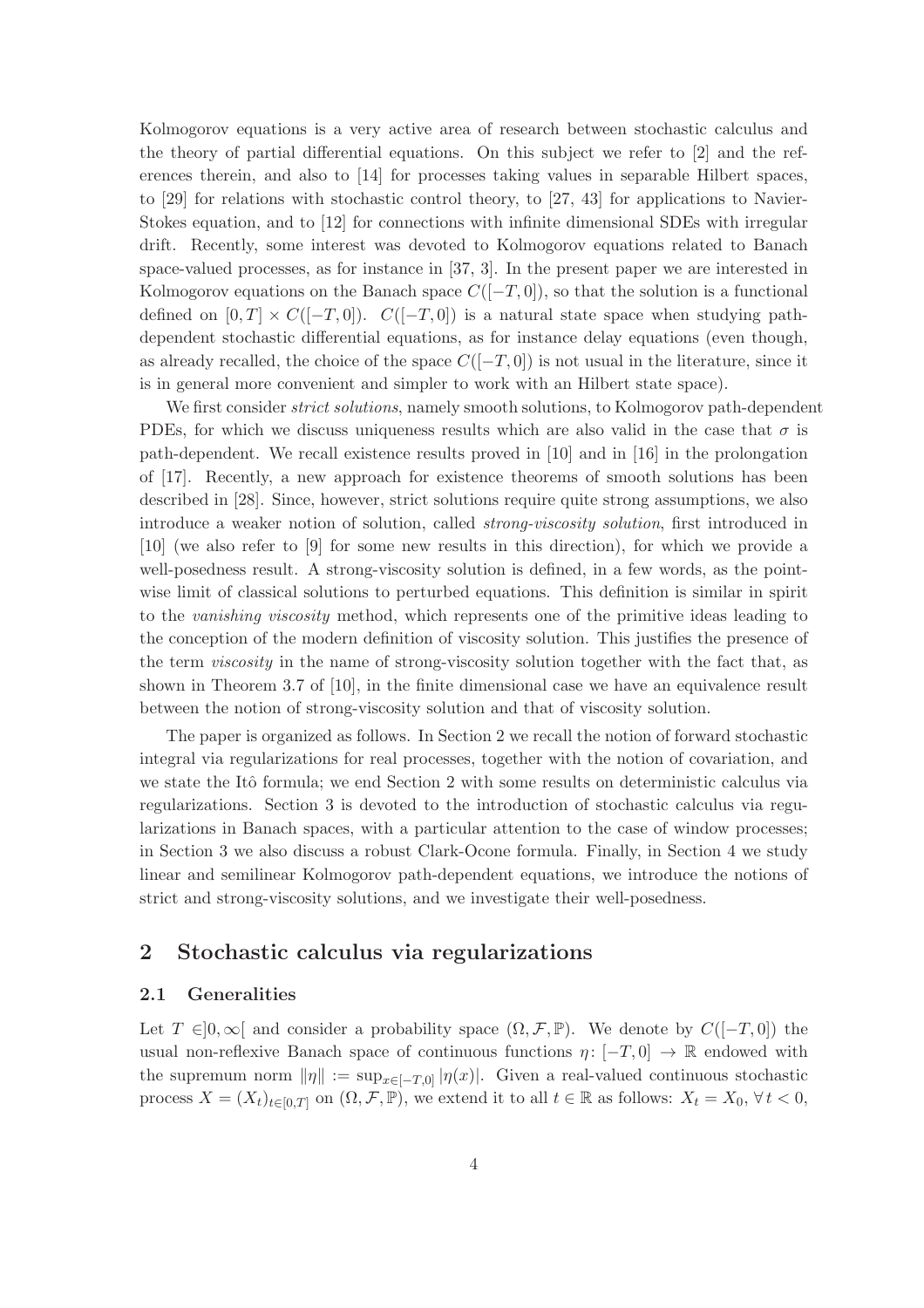Kolmogorov equations is a very active area of research between stochastic calculus and the theory of partial differential equations. On this subject we refer to [2] and the references therein, and also to [14] for processes taking values in separable Hilbert spaces, to [29] for relations with stochastic control theory, to [27, 43] for applications to Navier-Stokes equation, and to [12] for connections with infinite dimensional SDEs with irregular drift. Recently, some interest was devoted to Kolmogorov equations related to Banach space-valued processes, as for instance in [37, 3]. In the present paper we are interested in Kolmogorov equations on the Banach space $C([-T,0])$, so that the solution is a functional defined on $[0,T] \times C([-T,0])$. $C([-T,0])$ is a natural state space when studying path-dependent stochastic differential equations, as for instance delay equations (even though, as already recalled, the choice of the space $C([-T,0])$ is not usual in the literature, since it is in general more convenient and simpler to work with an Hilbert state space).

We first consider *strict solutions*, namely smooth solutions, to Kolmogorov path-dependent PDEs, for which we discuss uniqueness results which are also valid in the case that $\sigma$ is path-dependent. We recall existence results proved in [10] and in [16] in the prolongation of [17]. Recently, a new approach for existence theorems of smooth solutions has been described in [28]. Since, however, strict solutions require quite strong assumptions, we also introduce a weaker notion of solution, called *strong-viscosity solution*, first introduced in [10] (we also refer to [9] for some new results in this direction), for which we provide a well-posedness result. A strong-viscosity solution is defined, in a few words, as the pointwise limit of classical solutions to perturbed equations. This definition is similar in spirit to the *vanishing viscosity* method, which represents one of the primitive ideas leading to the conception of the modern definition of viscosity solution. This justifies the presence of the term *viscosity* in the name of strong-viscosity solution together with the fact that, as shown in Theorem 3.7 of [10], in the finite dimensional case we have an equivalence result between the notion of strong-viscosity solution and that of viscosity solution.

The paper is organized as follows. In Section 2 we recall the notion of forward stochastic integral via regularizations for real processes, together with the notion of covariation, and we state the Itô formula; we end Section 2 with some results on deterministic calculus via regularizations. Section 3 is devoted to the introduction of stochastic calculus via regularizations in Banach spaces, with a particular attention to the case of window processes; in Section 3 we also discuss a robust Clark-Ocone formula. Finally, in Section 4 we study linear and semilinear Kolmogorov path-dependent equations, we introduce the notions of strict and strong-viscosity solutions, and we investigate their well-posedness.

## 2 Stochastic calculus via regularizations

### 2.1 Generalities

Let $T \in ]0,\infty[$ and consider a probability space $(\Omega, \mathcal{F}, \mathbb{P})$. We denote by $C([-T,0])$ the usual non-reflexive Banach space of continuous functions $\eta \colon [-T,0] \to \mathbb{R}$ endowed with the supremum norm $\|\eta\| := \sup_{x\in[-T,0]} |\eta(x)|$. Given a real-valued continuous stochastic process $X = (X_t)_{t\in[0,T]}$ on $(\Omega, \mathcal{F}, \mathbb{P})$, we extend it to all $t \in \mathbb{R}$ as follows: $X_t = X_0$, $\forall\, t < 0$,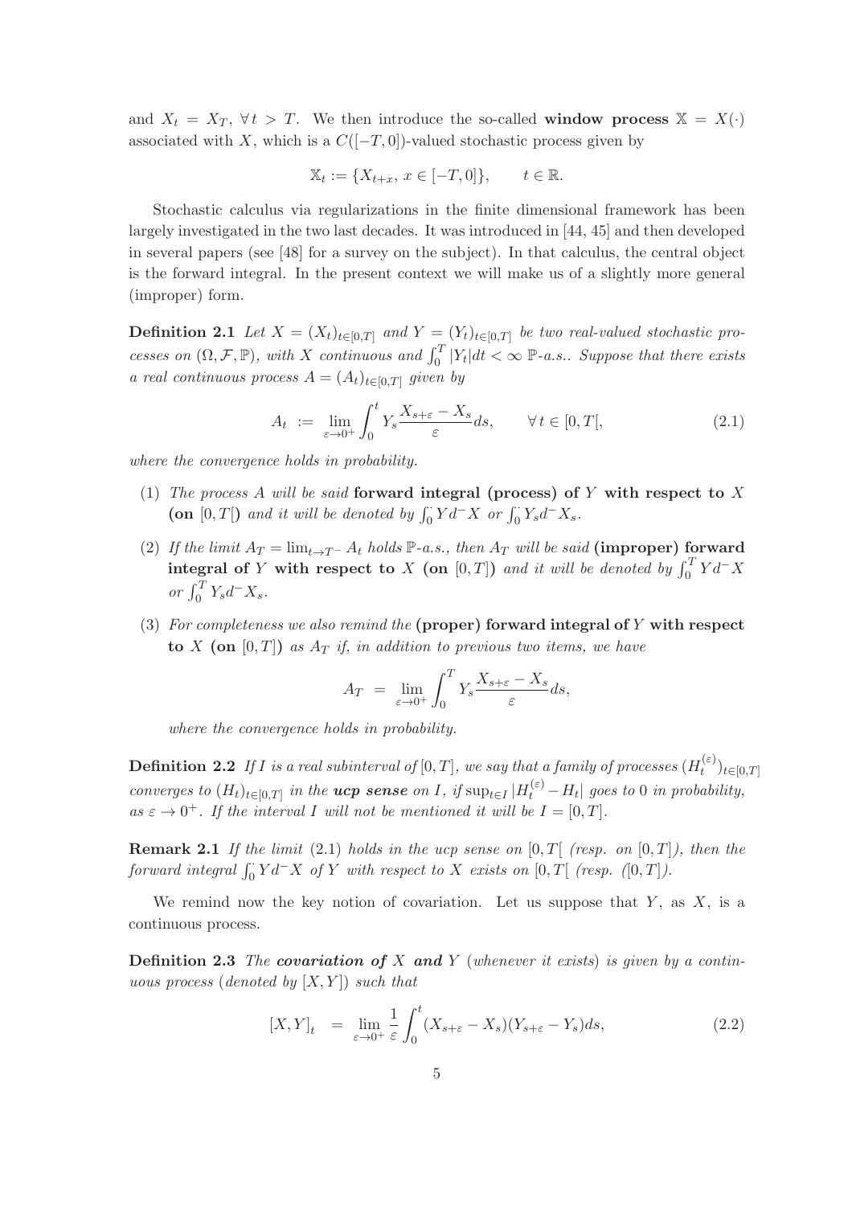and $X_t = X_T$, $\forall\, t > T$. We then introduce the so-called **window process** $\mathbb{X} = X(\cdot)$ associated with $X$, which is a $C([-T,0])$-valued stochastic process given by

$$\mathbb{X}_t := \{X_{t+x},\, x \in [-T,0]\}, \qquad t \in \mathbb{R}.$$

Stochastic calculus via regularizations in the finite dimensional framework has been largely investigated in the two last decades. It was introduced in [44, 45] and then developed in several papers (see [48] for a survey on the subject). In that calculus, the central object is the forward integral. In the present context we will make us of a slightly more general (improper) form.

**Definition 2.1** *Let $X = (X_t)_{t\in[0,T]}$ and $Y = (Y_t)_{t\in[0,T]}$ be two real-valued stochastic processes on $(\Omega, \mathcal{F}, \mathbb{P})$, with $X$ continuous and $\int_0^T |Y_t| dt < \infty$ $\mathbb{P}$-a.s.. Suppose that there exists a real continuous process $A = (A_t)_{t\in[0,T]}$ given by*

$$A_t \;:=\; \lim_{\varepsilon\to 0^+} \int_0^t Y_s \frac{X_{s+\varepsilon} - X_s}{\varepsilon} ds, \qquad \forall\, t \in [0,T[, \tag{2.1}$$

*where the convergence holds in probability.*

1. *The process $A$ will be said* **forward integral (process) of $Y$ with respect to $X$ (on $[0,T[$)** *and it will be denoted by $\int_0^\cdot Y d^- X$ or $\int_0^\cdot Y_s d^- X_s$.*
2. *If the limit $A_T = \lim_{t\to T^-} A_t$ holds $\mathbb{P}$-a.s., then $A_T$ will be said* **(improper) forward integral of $Y$ with respect to $X$ (on $[0,T]$)** *and it will be denoted by $\int_0^T Y d^- X$ or $\int_0^T Y_s d^- X_s$.*
3. *For completeness we also remind the* **(proper) forward integral of $Y$ with respect to $X$ (on $[0,T]$)** *as $A_T$ if, in addition to previous two items, we have*

$$A_T \;=\; \lim_{\varepsilon\to 0^+} \int_0^T Y_s \frac{X_{s+\varepsilon} - X_s}{\varepsilon} ds,$$

*where the convergence holds in probability.*

**Definition 2.2** *If $I$ is a real subinterval of $[0,T]$, we say that a family of processes $(H_t^{(\varepsilon)})_{t\in[0,T]}$ converges to $(H_t)_{t\in[0,T]}$ in the **ucp sense** on $I$, if $\sup_{t\in I} |H_t^{(\varepsilon)} - H_t|$ goes to 0 in probability, as $\varepsilon \to 0^+$. If the interval $I$ will not be mentioned it will be $I = [0,T]$.*

**Remark 2.1** *If the limit (2.1) holds in the ucp sense on $[0,T[$ (resp. on $[0,T]$), then the forward integral $\int_0^\cdot Y d^- X$ of $Y$ with respect to $X$ exists on $[0,T[$ (resp. ($[0,T]$).*

We remind now the key notion of covariation. Let us suppose that $Y$, as $X$, is a continuous process.

**Definition 2.3** *The **covariation of $X$ and $Y$** (whenever it exists) is given by a continuous process (denoted by $[X,Y]$) such that*

$$[X,Y]_t \;=\; \lim_{\varepsilon\to 0^+} \frac{1}{\varepsilon} \int_0^t (X_{s+\varepsilon} - X_s)(Y_{s+\varepsilon} - Y_s) ds, \tag{2.2}$$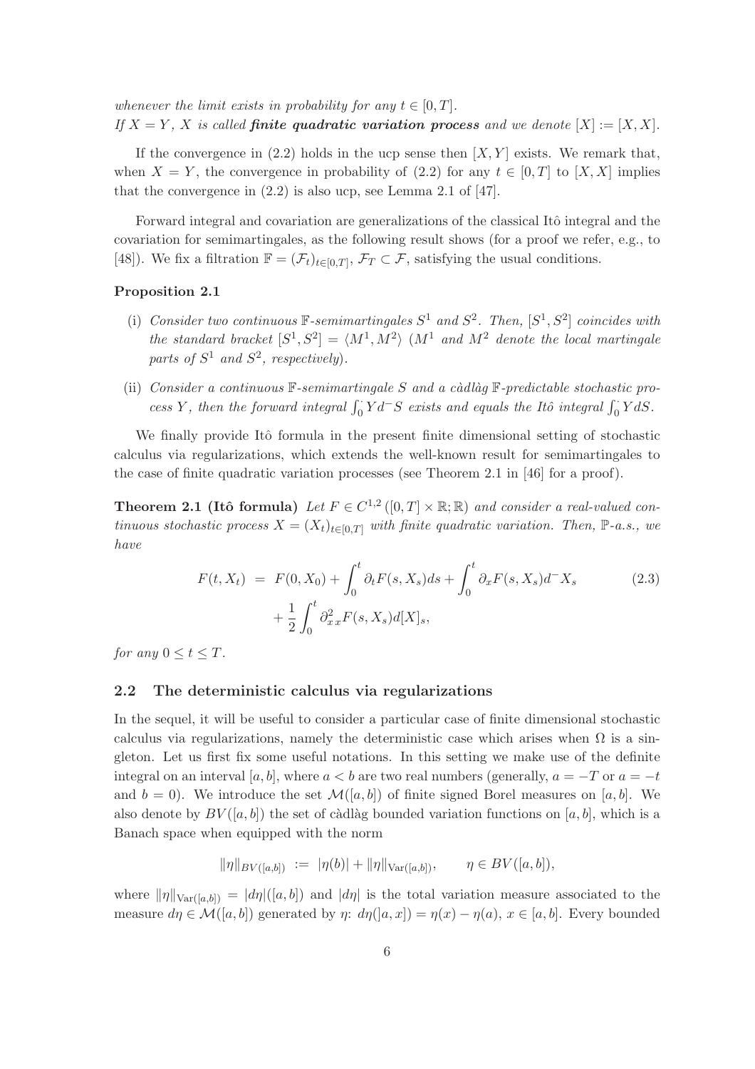*whenever the limit exists in probability for any $t \in [0,T]$.*
*If $X = Y$, $X$ is called* ***finite quadratic variation process*** *and we denote $[X] := [X,X]$.*

If the convergence in (2.2) holds in the ucp sense then $[X,Y]$ exists. We remark that, when $X = Y$, the convergence in probability of (2.2) for any $t \in [0,T]$ to $[X,X]$ implies that the convergence in (2.2) is also ucp, see Lemma 2.1 of [47].

Forward integral and covariation are generalizations of the classical Itô integral and the covariation for semimartingales, as the following result shows (for a proof we refer, e.g., to [48]). We fix a filtration $\mathbb{F} = (\mathcal{F}_t)_{t\in[0,T]}$, $\mathcal{F}_T \subset \mathcal{F}$, satisfying the usual conditions.

**Proposition 2.1**

- (i) *Consider two continuous $\mathbb{F}$-semimartingales $S^1$ and $S^2$. Then, $[S^1, S^2]$ coincides with the standard bracket $[S^1, S^2] = \langle M^1, M^2\rangle$ ($M^1$ and $M^2$ denote the local martingale parts of $S^1$ and $S^2$, respectively).*
- (ii) *Consider a continuous $\mathbb{F}$-semimartingale $S$ and a càdlàg $\mathbb{F}$-predictable stochastic process $Y$, then the forward integral $\int_0^\cdot Y d^- S$ exists and equals the Itô integral $\int_0^\cdot Y dS$.*

We finally provide Itô formula in the present finite dimensional setting of stochastic calculus via regularizations, which extends the well-known result for semimartingales to the case of finite quadratic variation processes (see Theorem 2.1 in [46] for a proof).

**Theorem 2.1 (Itô formula)** *Let $F \in C^{1,2}([0,T] \times \mathbb{R}; \mathbb{R})$ and consider a real-valued continuous stochastic process $X = (X_t)_{t\in[0,T]}$ with finite quadratic variation. Then, $\mathbb{P}$-a.s., we have*

$$F(t, X_t) = F(0, X_0) + \int_0^t \partial_t F(s, X_s) ds + \int_0^t \partial_x F(s, X_s) d^- X_s + \frac{1}{2}\int_0^t \partial^2_{x\,x} F(s, X_s) d[X]_s, \tag{2.3}$$

*for any $0 \le t \le T$.*

### 2.2 The deterministic calculus via regularizations

In the sequel, it will be useful to consider a particular case of finite dimensional stochastic calculus via regularizations, namely the deterministic case which arises when $\Omega$ is a singleton. Let us first fix some useful notations. In this setting we make use of the definite integral on an interval $[a,b]$, where $a < b$ are two real numbers (generally, $a = -T$ or $a = -t$ and $b = 0$). We introduce the set $\mathcal{M}([a,b])$ of finite signed Borel measures on $[a,b]$. We also denote by $BV([a,b])$ the set of càdlàg bounded variation functions on $[a,b]$, which is a Banach space when equipped with the norm

$$\|\eta\|_{BV([a,b])} := |\eta(b)| + \|\eta\|_{\text{Var}([a,b])}, \qquad \eta \in BV([a,b]),$$

where $\|\eta\|_{\text{Var}([a,b])} = |d\eta|([a,b])$ and $|d\eta|$ is the total variation measure associated to the measure $d\eta \in \mathcal{M}([a,b])$ generated by $\eta$: $d\eta(]a,x]) = \eta(x) - \eta(a)$, $x \in [a,b]$. Every bounded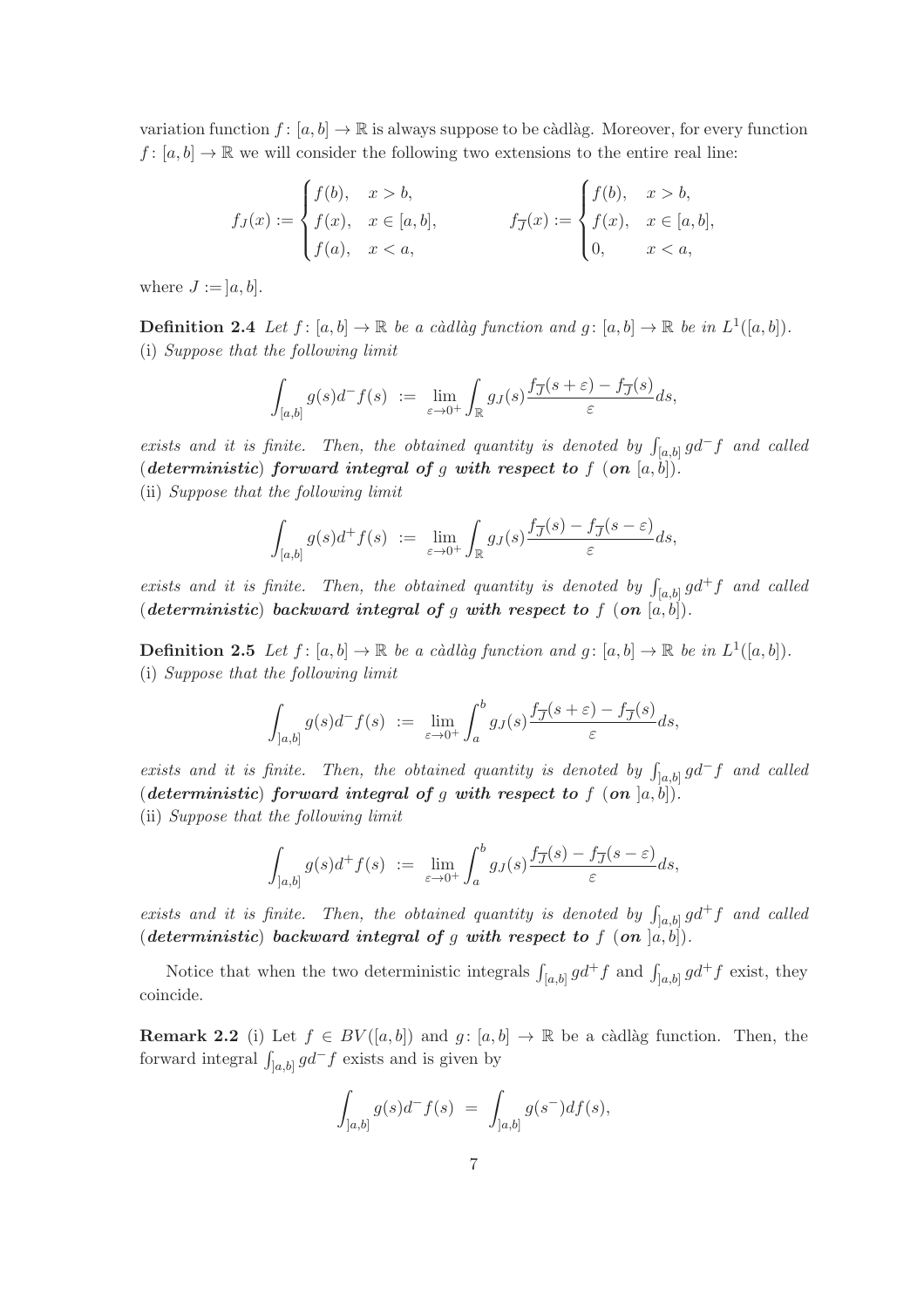variation function $f: [a,b] \to \mathbb{R}$ is always suppose to be càdlàg. Moreover, for every function $f: [a,b] \to \mathbb{R}$ we will consider the following two extensions to the entire real line:

$$
f_J(x) := \begin{cases} f(b), & x > b, \\ f(x), & x \in [a,b], \\ f(a), & x < a, \end{cases} \qquad f_{\overline{J}}(x) := \begin{cases} f(b), & x > b, \\ f(x), & x \in [a,b], \\ 0, & x < a, \end{cases}
$$

where $J := ]a,b]$.

**Definition 2.4** *Let $f: [a,b] \to \mathbb{R}$ be a càdlàg function and $g: [a,b] \to \mathbb{R}$ be in $L^1([a,b])$.*
(i) *Suppose that the following limit*

$$
\int_{[a,b]} g(s) d^- f(s) \ := \ \lim_{\varepsilon \to 0^+} \int_{\mathbb{R}} g_J(s) \frac{f_{\overline{J}}(s+\varepsilon) - f_{\overline{J}}(s)}{\varepsilon} ds,
$$

*exists and it is finite. Then, the obtained quantity is denoted by $\int_{[a,b]} g d^- f$ and called* (***deterministic***) ***forward integral of*** $g$ ***with respect to*** $f$ (***on*** $[a,b]$).
(ii) *Suppose that the following limit*

$$
\int_{[a,b]} g(s) d^+ f(s) \ := \ \lim_{\varepsilon \to 0^+} \int_{\mathbb{R}} g_J(s) \frac{f_{\overline{J}}(s) - f_{\overline{J}}(s-\varepsilon)}{\varepsilon} ds,
$$

*exists and it is finite. Then, the obtained quantity is denoted by $\int_{[a,b]} g d^+ f$ and called* (***deterministic***) ***backward integral of*** $g$ ***with respect to*** $f$ (***on*** $[a,b]$).

**Definition 2.5** *Let $f: [a,b] \to \mathbb{R}$ be a càdlàg function and $g: [a,b] \to \mathbb{R}$ be in $L^1([a,b])$.*
(i) *Suppose that the following limit*

$$
\int_{]a,b]} g(s) d^- f(s) \ := \ \lim_{\varepsilon \to 0^+} \int_a^b g_J(s) \frac{f_{\overline{J}}(s+\varepsilon) - f_{\overline{J}}(s)}{\varepsilon} ds,
$$

*exists and it is finite. Then, the obtained quantity is denoted by $\int_{]a,b]} g d^- f$ and called* (***deterministic***) ***forward integral of*** $g$ ***with respect to*** $f$ (***on*** $]a,b]$).
(ii) *Suppose that the following limit*

$$
\int_{]a,b]} g(s) d^+ f(s) \ := \ \lim_{\varepsilon \to 0^+} \int_a^b g_J(s) \frac{f_{\overline{J}}(s) - f_{\overline{J}}(s-\varepsilon)}{\varepsilon} ds,
$$

*exists and it is finite. Then, the obtained quantity is denoted by $\int_{]a,b]} g d^+ f$ and called* (***deterministic***) ***backward integral of*** $g$ ***with respect to*** $f$ (***on*** $]a,b]$).

Notice that when the two deterministic integrals $\int_{[a,b]} g d^+ f$ and $\int_{]a,b]} g d^+ f$ exist, they coincide.

**Remark 2.2** (i) Let $f \in BV([a,b])$ and $g: [a,b] \to \mathbb{R}$ be a càdlàg function. Then, the forward integral $\int_{]a,b]} g d^- f$ exists and is given by

$$
\int_{]a,b]} g(s) d^- f(s) \ = \ \int_{]a,b]} g(s^-) df(s),
$$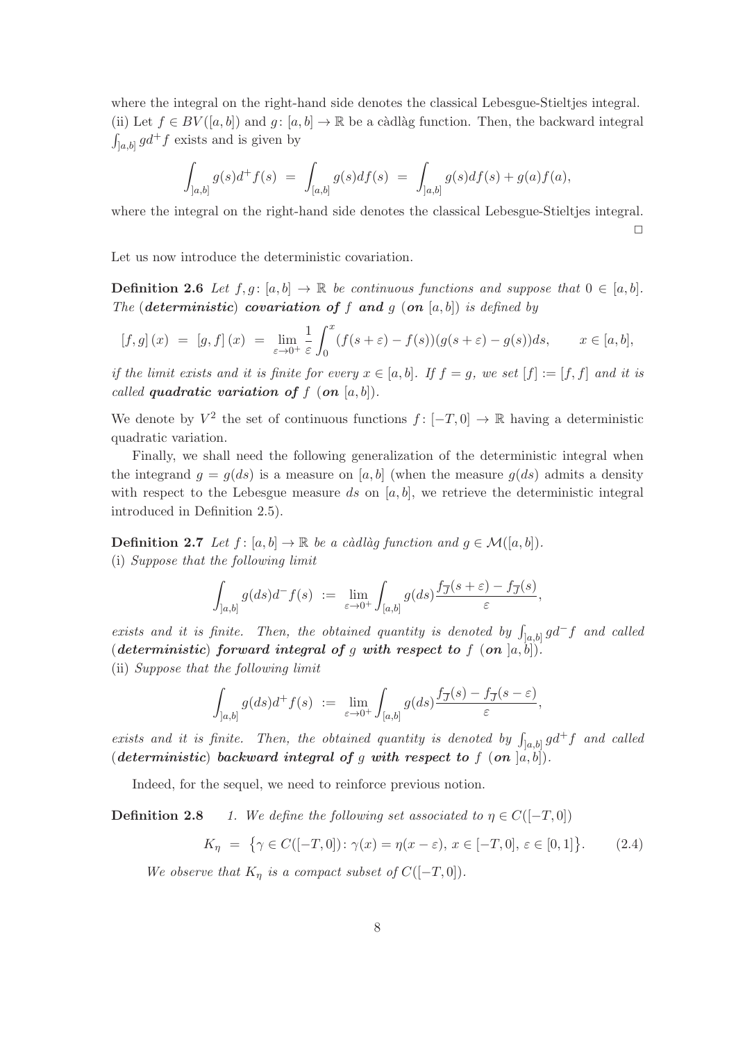where the integral on the right-hand side denotes the classical Lebesgue-Stieltjes integral.
(ii) Let $f \in BV([a,b])$ and $g\colon [a,b] \to \mathbb{R}$ be a càdlàg function. Then, the backward integral $\int_{]a,b]} g d^+ f$ exists and is given by

$$\int_{]a,b]} g(s) d^+ f(s) \;=\; \int_{[a,b]} g(s) df(s) \;=\; \int_{]a,b]} g(s) df(s) + g(a) f(a),$$

where the integral on the right-hand side denotes the classical Lebesgue-Stieltjes integral. □

Let us now introduce the deterministic covariation.

**Definition 2.6** *Let $f, g\colon [a,b] \to \mathbb{R}$ be continuous functions and suppose that $0 \in [a,b]$. The (**deterministic**) **covariation of** $f$ **and** $g$ (**on** $[a,b]$) is defined by*

$$[f,g](x) \;=\; [g,f](x) \;=\; \lim_{\varepsilon \to 0^+} \frac{1}{\varepsilon} \int_0^x (f(s+\varepsilon) - f(s))(g(s+\varepsilon) - g(s)) ds, \qquad x \in [a,b],$$

*if the limit exists and it is finite for every $x \in [a,b]$. If $f = g$, we set $[f] := [f,f]$ and it is called **quadratic variation of** $f$ (**on** $[a,b]$).*

We denote by $V^2$ the set of continuous functions $f\colon [-T,0] \to \mathbb{R}$ having a deterministic quadratic variation.

Finally, we shall need the following generalization of the deterministic integral when the integrand $g = g(ds)$ is a measure on $[a,b]$ (when the measure $g(ds)$ admits a density with respect to the Lebesgue measure $ds$ on $[a,b]$, we retrieve the deterministic integral introduced in Definition 2.5).

**Definition 2.7** *Let $f\colon [a,b] \to \mathbb{R}$ be a càdlàg function and $g \in \mathcal{M}([a,b])$.*
(i) *Suppose that the following limit*

$$\int_{]a,b]} g(ds) d^- f(s) \;:=\; \lim_{\varepsilon \to 0^+} \int_{[a,b]} g(ds) \frac{f_{\overline{J}}(s+\varepsilon) - f_{\overline{J}}(s)}{\varepsilon},$$

*exists and it is finite. Then, the obtained quantity is denoted by $\int_{]a,b]} g d^- f$ and called (**deterministic**) **forward integral of** $g$ **with respect to** $f$ (**on** $]a,b]$).*
(ii) *Suppose that the following limit*

$$\int_{]a,b]} g(ds) d^+ f(s) \;:=\; \lim_{\varepsilon \to 0^+} \int_{[a,b]} g(ds) \frac{f_{\overline{J}}(s) - f_{\overline{J}}(s-\varepsilon)}{\varepsilon},$$

*exists and it is finite. Then, the obtained quantity is denoted by $\int_{]a,b]} g d^+ f$ and called (**deterministic**) **backward integral of** $g$ **with respect to** $f$ (**on** $]a,b]$).*

Indeed, for the sequel, we need to reinforce previous notion.

**Definition 2.8** *1. We define the following set associated to $\eta \in C([-T,0])$*

$$K_\eta \;=\; \big\{\gamma \in C([-T,0])\colon \gamma(x) = \eta(x-\varepsilon),\, x \in [-T,0],\, \varepsilon \in [0,1]\big\}. \tag{2.4}$$

*We observe that $K_\eta$ is a compact subset of $C([-T,0])$.*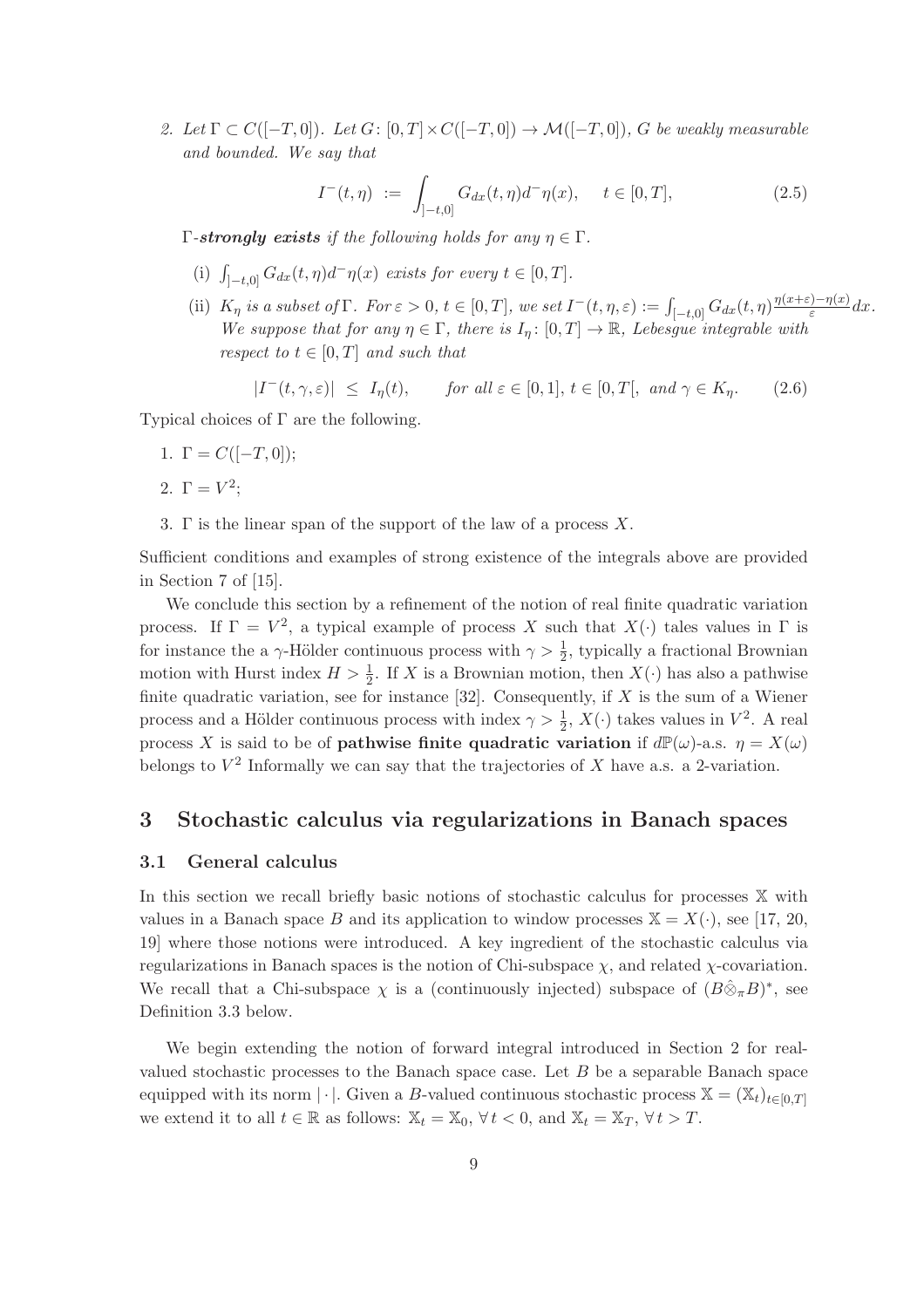2. Let $\Gamma \subset C([-T,0])$. Let $G\colon [0,T]\times C([-T,0]) \to \mathcal{M}([-T,0])$, $G$ be weakly measurable and bounded. We say that

$$
I^-(t,\eta) := \int_{]-t,0]} G_{dx}(t,\eta) d^-\eta(x), \quad t\in[0,T], \tag{2.5}
$$

$\Gamma$-***strongly exists*** *if the following holds for any $\eta \in \Gamma$.*

   (i) $\int_{]-t,0]} G_{dx}(t,\eta) d^-\eta(x)$ *exists for every* $t\in[0,T]$.

   (ii) $K_\eta$ *is a subset of* $\Gamma$. *For* $\varepsilon>0$, $t\in[0,T]$, *we set* $I^-(t,\eta,\varepsilon) := \int_{[-t,0]} G_{dx}(t,\eta)\frac{\eta(x+\varepsilon)-\eta(x)}{\varepsilon}dx$. *We suppose that for any* $\eta\in\Gamma$, *there is* $I_\eta\colon [0,T]\to\mathbb{R}$, *Lebesgue integrable with respect to* $t\in[0,T]$ *and such that*

$$
|I^-(t,\gamma,\varepsilon)| \le I_\eta(t), \quad \text{for all } \varepsilon\in[0,1],\ t\in[0,T[, \text{ and } \gamma\in K_\eta. \tag{2.6}
$$

Typical choices of $\Gamma$ are the following.

1. $\Gamma = C([-T,0])$;
2. $\Gamma = V^2$;
3. $\Gamma$ is the linear span of the support of the law of a process $X$.

Sufficient conditions and examples of strong existence of the integrals above are provided in Section 7 of [15].

We conclude this section by a refinement of the notion of real finite quadratic variation process. If $\Gamma = V^2$, a typical example of process $X$ such that $X(\cdot)$ tales values in $\Gamma$ is for instance the a $\gamma$-Hölder continuous process with $\gamma>\frac{1}{2}$, typically a fractional Brownian motion with Hurst index $H>\frac{1}{2}$. If $X$ is a Brownian motion, then $X(\cdot)$ has also a pathwise finite quadratic variation, see for instance [32]. Consequently, if $X$ is the sum of a Wiener process and a Hölder continuous process with index $\gamma>\frac{1}{2}$, $X(\cdot)$ takes values in $V^2$. A real process $X$ is said to be of **pathwise finite quadratic variation** if $d\mathbb{P}(\omega)$-a.s. $\eta = X(\omega)$ belongs to $V^2$ Informally we can say that the trajectories of $X$ have a.s. a 2-variation.

# 3 Stochastic calculus via regularizations in Banach spaces

## 3.1 General calculus

In this section we recall briefly basic notions of stochastic calculus for processes $\mathbb{X}$ with values in a Banach space $B$ and its application to window processes $\mathbb{X} = X(\cdot)$, see [17, 20, 19] where those notions were introduced. A key ingredient of the stochastic calculus via regularizations in Banach spaces is the notion of Chi-subspace $\chi$, and related $\chi$-covariation. We recall that a Chi-subspace $\chi$ is a (continuously injected) subspace of $(B\hat{\otimes}_\pi B)^*$, see Definition 3.3 below.

We begin extending the notion of forward integral introduced in Section 2 for real-valued stochastic processes to the Banach space case. Let $B$ be a separable Banach space equipped with its norm $|\cdot|$. Given a $B$-valued continuous stochastic process $\mathbb{X} = (\mathbb{X}_t)_{t\in[0,T]}$ we extend it to all $t\in\mathbb{R}$ as follows: $\mathbb{X}_t = \mathbb{X}_0$, $\forall\, t<0$, and $\mathbb{X}_t = \mathbb{X}_T$, $\forall\, t>T$.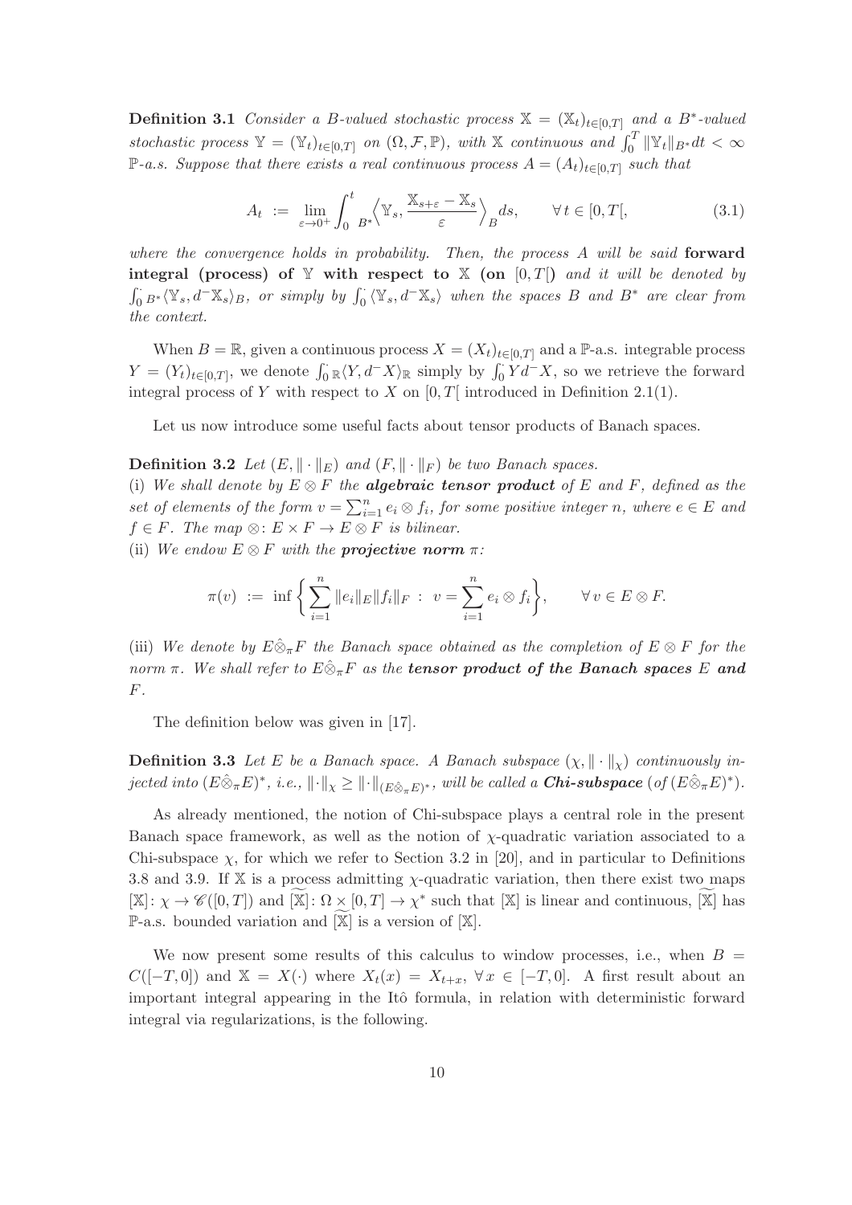**Definition 3.1** *Consider a $B$-valued stochastic process $\mathbb{X} = (\mathbb{X}_t)_{t\in[0,T]}$ and a $B^*$-valued stochastic process $\mathbb{Y} = (\mathbb{Y}_t)_{t\in[0,T]}$ on $(\Omega, \mathcal{F}, \mathbb{P})$, with $\mathbb{X}$ continuous and $\int_0^T \|\mathbb{Y}_t\|_{B^*}dt < \infty$ $\mathbb{P}$-a.s. Suppose that there exists a real continuous process $A = (A_t)_{t\in[0,T]}$ such that*

$$A_t \ := \ \lim_{\varepsilon\to 0^+} \int_0^t {}_{B^*}\Big\langle \mathbb{Y}_s, \frac{\mathbb{X}_{s+\varepsilon} - \mathbb{X}_s}{\varepsilon}\Big\rangle_B ds, \qquad \forall\, t \in [0, T[, \tag{3.1}$$

*where the convergence holds in probability. Then, the process $A$ will be said* **forward integral (process) of $\mathbb{Y}$ with respect to $\mathbb{X}$ (on $[0,T[$)** *and it will be denoted by $\int_0^\cdot {}_{B^*}\langle \mathbb{Y}_s, d^-\mathbb{X}_s\rangle_B$, or simply by $\int_0^\cdot \langle \mathbb{Y}_s, d^-\mathbb{X}_s\rangle$ when the spaces $B$ and $B^*$ are clear from the context.*

When $B = \mathbb{R}$, given a continuous process $X = (X_t)_{t\in[0,T]}$ and a $\mathbb{P}$-a.s. integrable process $Y = (Y_t)_{t\in[0,T]}$, we denote $\int_0^\cdot {}_{\mathbb{R}}\langle Y, d^-X\rangle_{\mathbb{R}}$ simply by $\int_0^\cdot Y d^-X$, so we retrieve the forward integral process of $Y$ with respect to $X$ on $[0, T[$ introduced in Definition 2.1(1).

Let us now introduce some useful facts about tensor products of Banach spaces.

**Definition 3.2** *Let $(E, \|\cdot\|_E)$ and $(F, \|\cdot\|_F)$ be two Banach spaces.*
(i) *We shall denote by $E \otimes F$ the* ***algebraic tensor product*** *of $E$ and $F$, defined as the set of elements of the form $v = \sum_{i=1}^n e_i \otimes f_i$, for some positive integer $n$, where $e \in E$ and $f \in F$. The map $\otimes \colon E \times F \to E \otimes F$ is bilinear.*
(ii) *We endow $E \otimes F$ with the* ***projective norm*** *$\pi$:*

$$\pi(v) \ := \ \inf\bigg\{ \sum_{i=1}^n \|e_i\|_E \|f_i\|_F \ : \ v = \sum_{i=1}^n e_i \otimes f_i \bigg\}, \qquad \forall\, v \in E \otimes F.$$

(iii) *We denote by $E\hat{\otimes}_\pi F$ the Banach space obtained as the completion of $E \otimes F$ for the norm $\pi$. We shall refer to $E\hat{\otimes}_\pi F$ as the* ***tensor product of the Banach spaces $E$ and $F$****.*

The definition below was given in [17].

**Definition 3.3** *Let $E$ be a Banach space. A Banach subspace $(\chi, \|\cdot\|_\chi)$ continuously injected into $(E\hat{\otimes}_\pi E)^*$, i.e., $\|\cdot\|_\chi \geq \|\cdot\|_{(E\hat{\otimes}_\pi E)^*}$, will be called a* ***Chi-subspace*** *(of $(E\hat{\otimes}_\pi E)^*$).*

As already mentioned, the notion of Chi-subspace plays a central role in the present Banach space framework, as well as the notion of $\chi$-quadratic variation associated to a Chi-subspace $\chi$, for which we refer to Section 3.2 in [20], and in particular to Definitions 3.8 and 3.9. If $\mathbb{X}$ is a process admitting $\chi$-quadratic variation, then there exist two maps $[\mathbb{X}] \colon \chi \to \mathscr{C}([0, T])$ and $\widetilde{[\mathbb{X}]} \colon \Omega \times [0, T] \to \chi^*$ such that $[\mathbb{X}]$ is linear and continuous, $\widetilde{[\mathbb{X}]}$ has $\mathbb{P}$-a.s. bounded variation and $\widetilde{[\mathbb{X}]}$ is a version of $[\mathbb{X}]$.

We now present some results of this calculus to window processes, i.e., when $B = C([-T, 0])$ and $\mathbb{X} = X(\cdot)$ where $X_t(x) = X_{t+x}$, $\forall\, x \in [-T, 0]$. A first result about an important integral appearing in the Itô formula, in relation with deterministic forward integral via regularizations, is the following.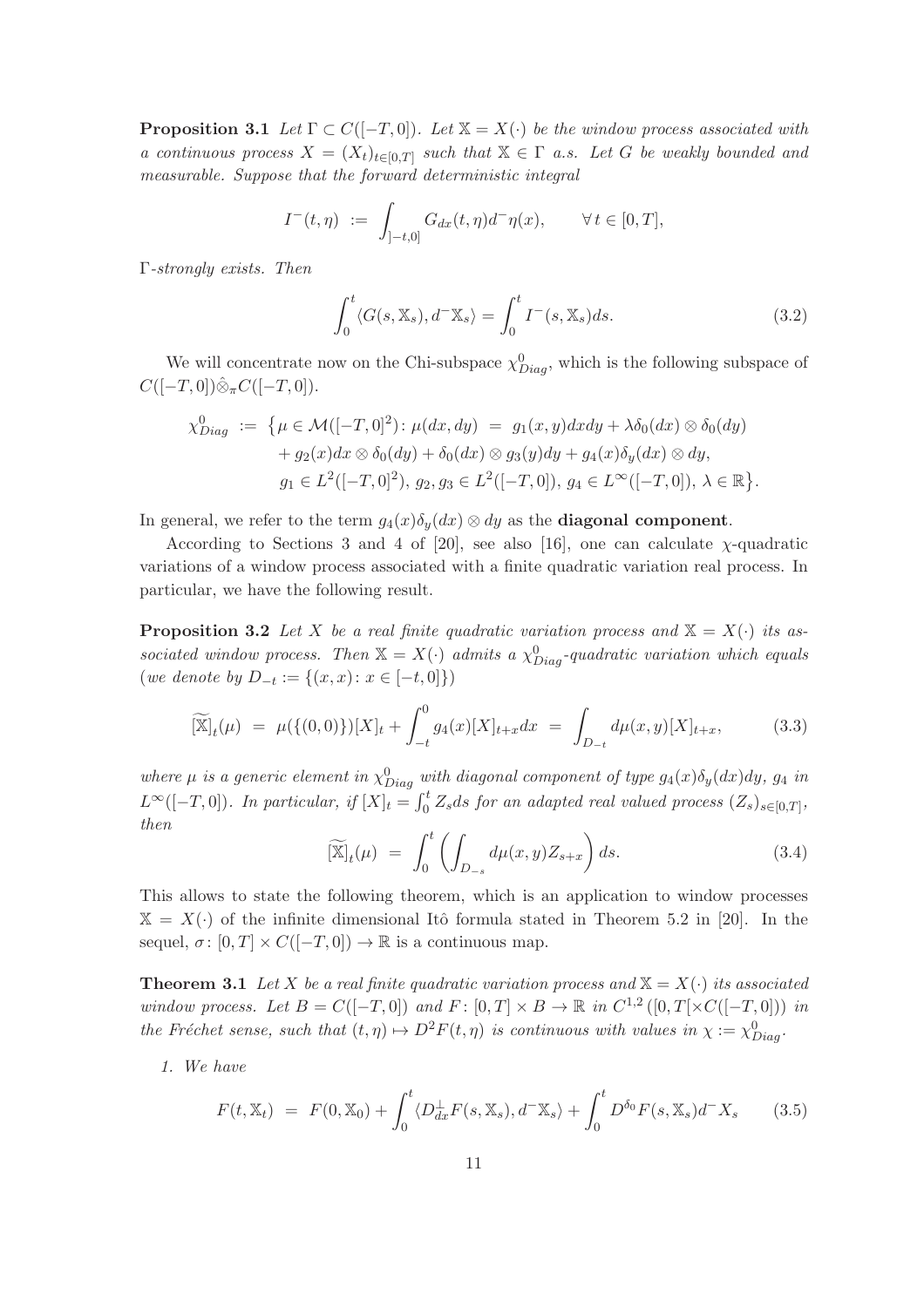**Proposition 3.1** *Let $\Gamma \subset C([-T,0])$. Let $\mathbb{X} = X(\cdot)$ be the window process associated with a continuous process $X = (X_t)_{t\in[0,T]}$ such that $\mathbb{X} \in \Gamma$ a.s. Let $G$ be weakly bounded and measurable. Suppose that the forward deterministic integral*

$$I^-(t,\eta) \;:=\; \int_{]-t,0]} G_{dx}(t,\eta) d^-\eta(x), \qquad \forall\, t \in [0,T],$$

*$\Gamma$-strongly exists. Then*

$$\int_0^t \langle G(s,\mathbb{X}_s), d^-\mathbb{X}_s\rangle = \int_0^t I^-(s,\mathbb{X}_s) ds. \tag{3.2}$$

We will concentrate now on the Chi-subspace $\chi^0_{Diag}$, which is the following subspace of $C([-T,0])\hat{\otimes}_\pi C([-T,0])$.

$$\begin{aligned}
\chi^0_{Diag} \;:=\; \big\{\mu \in \mathcal{M}([-T,0]^2)\colon \mu(dx,dy) \;&=\; g_1(x,y)dxdy + \lambda\delta_0(dx)\otimes\delta_0(dy) \\
&+ g_2(x)dx\otimes\delta_0(dy) + \delta_0(dx)\otimes g_3(y)dy + g_4(x)\delta_y(dx)\otimes dy, \\
&g_1 \in L^2([-T,0]^2),\; g_2, g_3 \in L^2([-T,0]),\; g_4 \in L^\infty([-T,0]),\; \lambda \in \mathbb{R}\big\}.
\end{aligned}$$

In general, we refer to the term $g_4(x)\delta_y(dx)\otimes dy$ as the **diagonal component**.

According to Sections 3 and 4 of [20], see also [16], one can calculate $\chi$-quadratic variations of a window process associated with a finite quadratic variation real process. In particular, we have the following result.

**Proposition 3.2** *Let $X$ be a real finite quadratic variation process and $\mathbb{X} = X(\cdot)$ its associated window process. Then $\mathbb{X} = X(\cdot)$ admits a $\chi^0_{Diag}$-quadratic variation which equals (we denote by $D_{-t} := \{(x,x)\colon x \in [-t,0]\}$)*

$$\widetilde{[\mathbb{X}]}_t(\mu) \;=\; \mu(\{(0,0)\})[X]_t + \int_{-t}^0 g_4(x)[X]_{t+x}dx \;=\; \int_{D_{-t}} d\mu(x,y)[X]_{t+x}, \tag{3.3}$$

*where $\mu$ is a generic element in $\chi^0_{Diag}$ with diagonal component of type $g_4(x)\delta_y(dx)dy$, $g_4$ in $L^\infty([-T,0])$. In particular, if $[X]_t = \int_0^t Z_s ds$ for an adapted real valued process $(Z_s)_{s\in[0,T]}$, then*

$$\widetilde{[\mathbb{X}]}_t(\mu) \;=\; \int_0^t \left(\int_{D_{-s}} d\mu(x,y) Z_{s+x}\right) ds. \tag{3.4}$$

This allows to state the following theorem, which is an application to window processes $\mathbb{X} = X(\cdot)$ of the infinite dimensional Itô formula stated in Theorem 5.2 in [20]. In the sequel, $\sigma\colon [0,T]\times C([-T,0]) \to \mathbb{R}$ is a continuous map.

**Theorem 3.1** *Let $X$ be a real finite quadratic variation process and $\mathbb{X} = X(\cdot)$ its associated window process. Let $B = C([-T,0])$ and $F\colon [0,T]\times B \to \mathbb{R}$ in $C^{1,2}([0,T[\times C([-T,0]))$ in the Fréchet sense, such that $(t,\eta)\mapsto D^2F(t,\eta)$ is continuous with values in $\chi := \chi^0_{Diag}$.*

1. *We have*

$$F(t,\mathbb{X}_t) \;=\; F(0,\mathbb{X}_0) + \int_0^t \langle D^\perp_{dx}F(s,\mathbb{X}_s), d^-\mathbb{X}_s\rangle + \int_0^t D^{\delta_0}F(s,\mathbb{X}_s)d^-X_s \tag{3.5}$$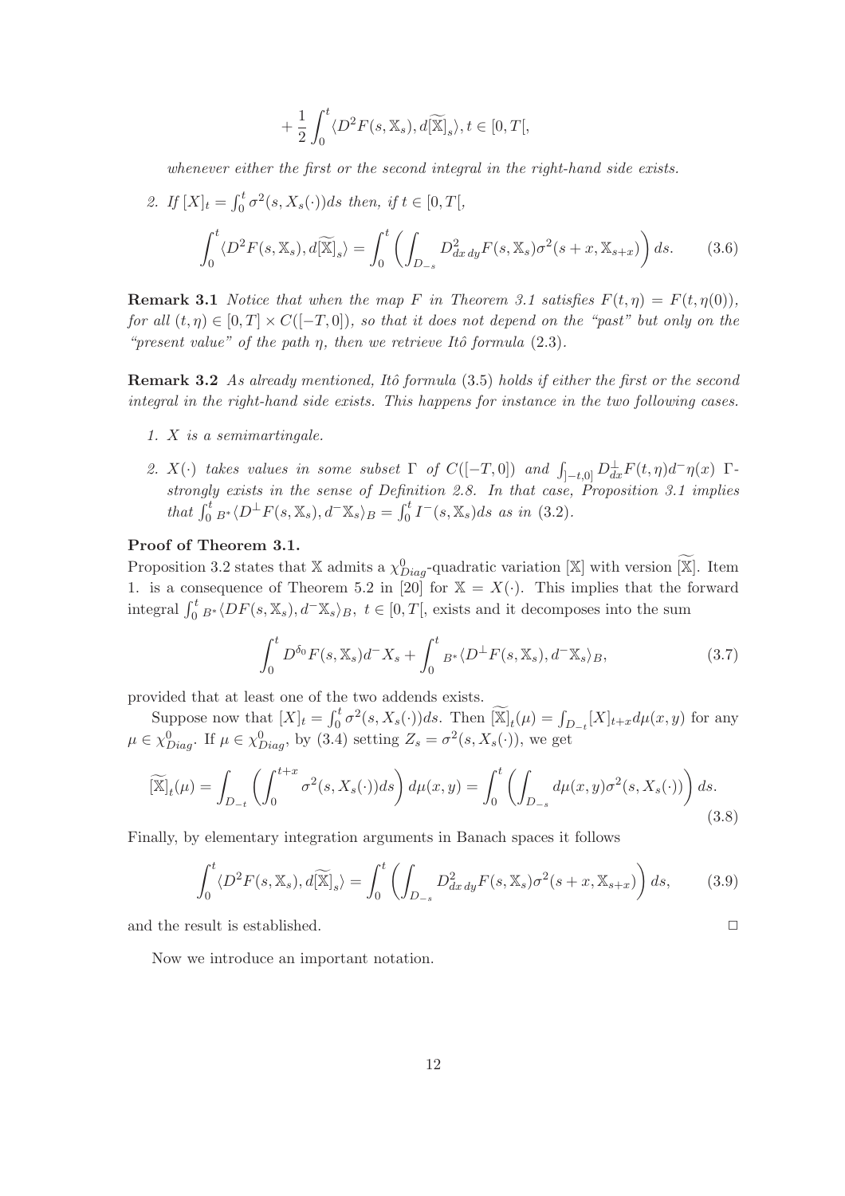$$+\frac{1}{2}\int_0^t \langle D^2F(s,\mathbb{X}_s), d\widetilde{[\mathbb{X}]}_s\rangle, t\in[0,T[,$$

*whenever either the first or the second integral in the right-hand side exists.*

2. *If* $[X]_t = \int_0^t \sigma^2(s, X_s(\cdot))ds$ *then, if* $t \in [0,T[$,

$$\int_0^t \langle D^2F(s,\mathbb{X}_s), d\widetilde{[\mathbb{X}]}_s\rangle = \int_0^t \left(\int_{D_{-s}} D^2_{dx\,dy}F(s,\mathbb{X}_s)\sigma^2(s+x,\mathbb{X}_{s+x})\right)ds. \tag{3.6}$$

**Remark 3.1** *Notice that when the map* $F$ *in Theorem 3.1 satisfies* $F(t,\eta) = F(t,\eta(0))$, *for all* $(t,\eta)\in[0,T]\times C([-T,0])$, *so that it does not depend on the "past" but only on the "present value" of the path* $\eta$, *then we retrieve Itô formula* (2.3).

**Remark 3.2** *As already mentioned, Itô formula* (3.5) *holds if either the first or the second integral in the right-hand side exists. This happens for instance in the two following cases.*

1. $X$ *is a semimartingale.*
2. $X(\cdot)$ *takes values in some subset* $\Gamma$ *of* $C([-T,0])$ *and* $\int_{]-t,0]} D^{\perp}_{dx}F(t,\eta)d^-\eta(x)$ $\Gamma$-*strongly exists in the sense of Definition 2.8. In that case, Proposition 3.1 implies that* $\int_0^t {}_{B^*}\langle D^{\perp}F(s,\mathbb{X}_s), d^-\mathbb{X}_s\rangle_B = \int_0^t I^-(s,\mathbb{X}_s)ds$ *as in* (3.2).

**Proof of Theorem 3.1.**

Proposition 3.2 states that $\mathbb{X}$ admits a $\chi^0_{Diag}$-quadratic variation $[\mathbb{X}]$ with version $\widetilde{[\mathbb{X}]}$. Item 1. is a consequence of Theorem 5.2 in [20] for $\mathbb{X} = X(\cdot)$. This implies that the forward integral $\int_0^t {}_{B^*}\langle DF(s,\mathbb{X}_s), d^-\mathbb{X}_s\rangle_B,\ t\in[0,T[$, exists and it decomposes into the sum

$$\int_0^t D^{\delta_0}F(s,\mathbb{X}_s)d^-X_s + \int_0^t {}_{B^*}\langle D^{\perp}F(s,\mathbb{X}_s), d^-\mathbb{X}_s\rangle_B, \tag{3.7}$$

provided that at least one of the two addends exists.

Suppose now that $[X]_t = \int_0^t \sigma^2(s,X_s(\cdot))ds$. Then $\widetilde{[\mathbb{X}]}_t(\mu) = \int_{D_{-t}} [X]_{t+x} d\mu(x,y)$ for any $\mu \in \chi^0_{Diag}$. If $\mu\in\chi^0_{Diag}$, by (3.4) setting $Z_s = \sigma^2(s,X_s(\cdot))$, we get

$$\widetilde{[\mathbb{X}]}_t(\mu) = \int_{D_{-t}} \left(\int_0^{t+x}\sigma^2(s,X_s(\cdot))ds\right)d\mu(x,y) = \int_0^t\left(\int_{D_{-s}} d\mu(x,y)\sigma^2(s,X_s(\cdot))\right)ds. \tag{3.8}$$

Finally, by elementary integration arguments in Banach spaces it follows

$$\int_0^t \langle D^2F(s,\mathbb{X}_s), d\widetilde{[\mathbb{X}]}_s\rangle = \int_0^t \left(\int_{D_{-s}} D^2_{dx\,dy}F(s,\mathbb{X}_s)\sigma^2(s+x,\mathbb{X}_{s+x})\right)ds, \tag{3.9}$$

and the result is established. □

Now we introduce an important notation.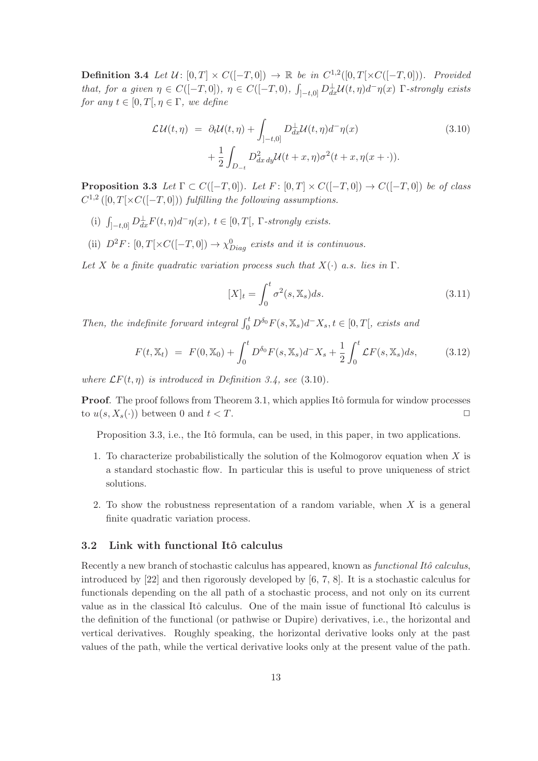**Definition 3.4** *Let $\mathcal{U}\colon [0,T] \times C([-T,0]) \to \mathbb{R}$ be in $C^{1,2}([0,T[\times C([-T,0]))$. Provided that, for a given $\eta \in C([-T,0])$, $\eta \in C([-T,0)$, $\int_{]-t,0]} D^{\perp}_{dx}\mathcal{U}(t,\eta)d^-\eta(x)$ $\Gamma$-strongly exists for any $t \in [0,T[, \eta \in \Gamma$, we define*

$$
\begin{aligned}
\mathcal{L}\mathcal{U}(t,\eta) \;&=\; \partial_t \mathcal{U}(t,\eta) + \int_{]-t,0]} D^{\perp}_{dx}\mathcal{U}(t,\eta)d^-\eta(x) \\
&\quad + \frac{1}{2}\int_{D_{-t}} D^2_{dx\,dy}\mathcal{U}(t+x,\eta)\sigma^2(t+x,\eta(x+\cdot)).
\end{aligned}
\tag{3.10}
$$

**Proposition 3.3** *Let $\Gamma \subset C([-T,0])$. Let $F\colon [0,T]\times C([-T,0]) \to C([-T,0])$ be of class $C^{1,2}([0,T[\times C([-T,0]))$ fulfilling the following assumptions.*

(i) *$\int_{]-t,0]} D^{\perp}_{dx}F(t,\eta)d^-\eta(x)$, $t \in [0,T[$, $\Gamma$-strongly exists.*

(ii) *$D^2F\colon [0,T[\times C([-T,0]) \to \chi^0_{Diag}$ exists and it is continuous.*

*Let $X$ be a finite quadratic variation process such that $X(\cdot)$ a.s. lies in $\Gamma$.*

$$
[X]_t = \int_0^t \sigma^2(s,\mathbb{X}_s)ds.
\tag{3.11}
$$

*Then, the indefinite forward integral $\int_0^t D^{\delta_0}F(s,\mathbb{X}_s)d^-X_s, t \in [0,T[$, exists and*

$$
F(t,\mathbb{X}_t) \;=\; F(0,\mathbb{X}_0) + \int_0^t D^{\delta_0}F(s,\mathbb{X}_s)d^-X_s + \frac{1}{2}\int_0^t \mathcal{L}F(s,\mathbb{X}_s)ds,
\tag{3.12}
$$

*where $\mathcal{L}F(t,\eta)$ is introduced in Definition 3.4, see* (3.10).

**Proof**. The proof follows from Theorem 3.1, which applies Itô formula for window processes to $u(s, X_s(\cdot))$ between $0$ and $t < T$. $\square$

Proposition 3.3, i.e., the Itô formula, can be used, in this paper, in two applications.

1. To characterize probabilistically the solution of the Kolmogorov equation when $X$ is a standard stochastic flow. In particular this is useful to prove uniqueness of strict solutions.

2. To show the robustness representation of a random variable, when $X$ is a general finite quadratic variation process.

### 3.2 Link with functional Itô calculus

Recently a new branch of stochastic calculus has appeared, known as *functional Itô calculus*, introduced by [22] and then rigorously developed by [6, 7, 8]. It is a stochastic calculus for functionals depending on the all path of a stochastic process, and not only on its current value as in the classical Itô calculus. One of the main issue of functional Itô calculus is the definition of the functional (or pathwise or Dupire) derivatives, i.e., the horizontal and vertical derivatives. Roughly speaking, the horizontal derivative looks only at the past values of the path, while the vertical derivative looks only at the present value of the path.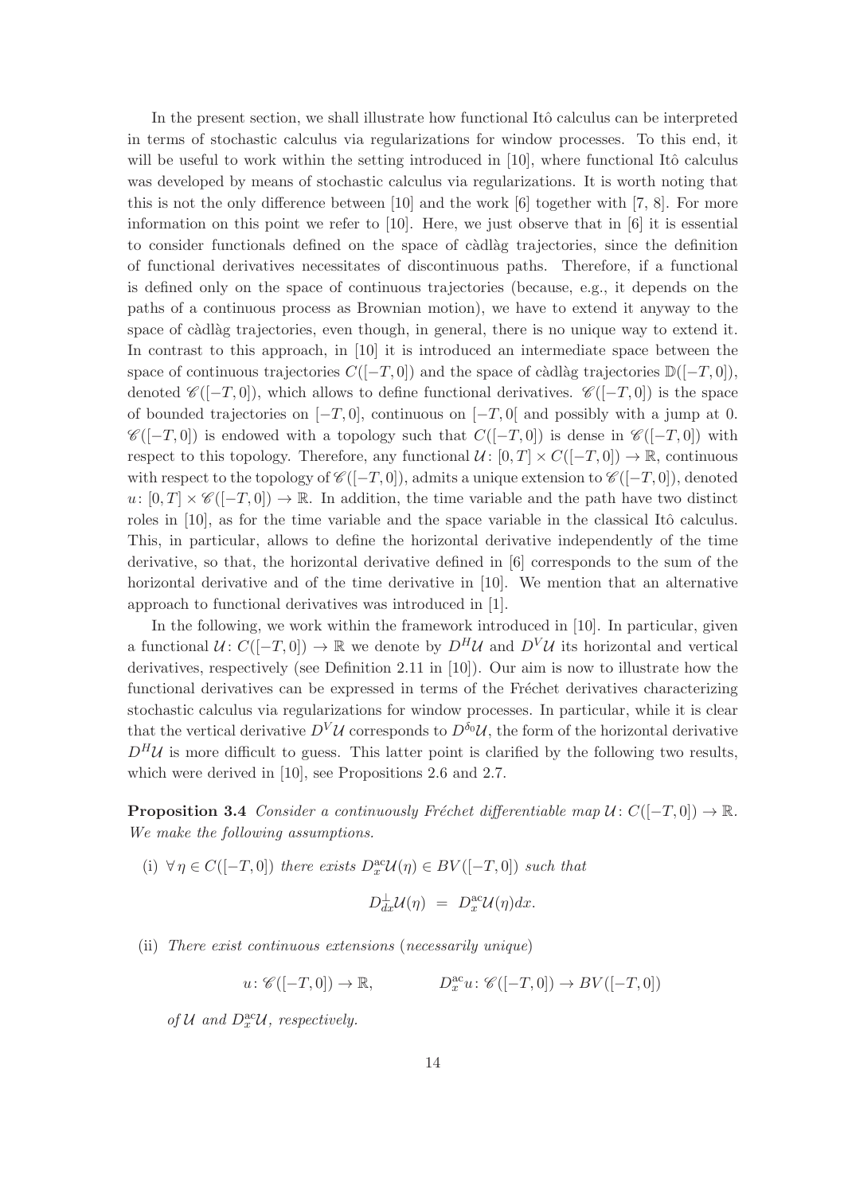In the present section, we shall illustrate how functional Itô calculus can be interpreted in terms of stochastic calculus via regularizations for window processes. To this end, it will be useful to work within the setting introduced in [10], where functional Itô calculus was developed by means of stochastic calculus via regularizations. It is worth noting that this is not the only difference between [10] and the work [6] together with [7, 8]. For more information on this point we refer to [10]. Here, we just observe that in [6] it is essential to consider functionals defined on the space of càdlàg trajectories, since the definition of functional derivatives necessitates of discontinuous paths. Therefore, if a functional is defined only on the space of continuous trajectories (because, e.g., it depends on the paths of a continuous process as Brownian motion), we have to extend it anyway to the space of càdlàg trajectories, even though, in general, there is no unique way to extend it. In contrast to this approach, in [10] it is introduced an intermediate space between the space of continuous trajectories $C([-T,0])$ and the space of càdlàg trajectories $\mathbb{D}([-T,0])$, denoted $\mathscr{C}([-T,0])$, which allows to define functional derivatives. $\mathscr{C}([-T,0])$ is the space of bounded trajectories on $[-T,0]$, continuous on $[-T,0[$ and possibly with a jump at 0. $\mathscr{C}([-T,0])$ is endowed with a topology such that $C([-T,0])$ is dense in $\mathscr{C}([-T,0])$ with respect to this topology. Therefore, any functional $\mathcal{U}\colon [0,T]\times C([-T,0])\to\mathbb{R}$, continuous with respect to the topology of $\mathscr{C}([-T,0])$, admits a unique extension to $\mathscr{C}([-T,0])$, denoted $u\colon [0,T]\times\mathscr{C}([-T,0])\to\mathbb{R}$. In addition, the time variable and the path have two distinct roles in [10], as for the time variable and the space variable in the classical Itô calculus. This, in particular, allows to define the horizontal derivative independently of the time derivative, so that, the horizontal derivative defined in [6] corresponds to the sum of the horizontal derivative and of the time derivative in [10]. We mention that an alternative approach to functional derivatives was introduced in [1].

In the following, we work within the framework introduced in [10]. In particular, given a functional $\mathcal{U}\colon C([-T,0])\to\mathbb{R}$ we denote by $D^H\mathcal{U}$ and $D^V\mathcal{U}$ its horizontal and vertical derivatives, respectively (see Definition 2.11 in [10]). Our aim is now to illustrate how the functional derivatives can be expressed in terms of the Fréchet derivatives characterizing stochastic calculus via regularizations for window processes. In particular, while it is clear that the vertical derivative $D^V\mathcal{U}$ corresponds to $D^{\delta_0}\mathcal{U}$, the form of the horizontal derivative $D^H\mathcal{U}$ is more difficult to guess. This latter point is clarified by the following two results, which were derived in [10], see Propositions 2.6 and 2.7.

**Proposition 3.4** *Consider a continuously Fréchet differentiable map $\mathcal{U}\colon C([-T,0])\to\mathbb{R}$. We make the following assumptions.*

(i) *$\forall\,\eta\in C([-T,0])$ there exists $D_x^{\mathrm{ac}}\mathcal{U}(\eta)\in BV([-T,0])$ such that*

$$D_{dx}^{\perp}\mathcal{U}(\eta) \;=\; D_x^{\mathrm{ac}}\mathcal{U}(\eta)dx.$$

(ii) *There exist continuous extensions (necessarily unique)*

$$u\colon \mathscr{C}([-T,0])\to\mathbb{R}, \qquad\qquad D_x^{\mathrm{ac}}u\colon \mathscr{C}([-T,0])\to BV([-T,0])$$

*of $\mathcal{U}$ and $D_x^{\mathrm{ac}}\mathcal{U}$, respectively.*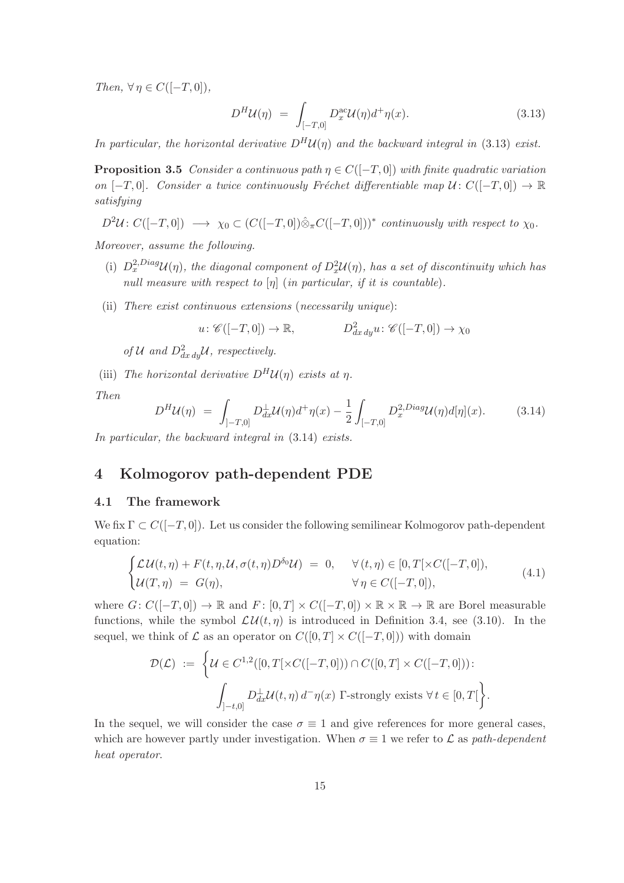*Then, $\forall\, \eta \in C([-T,0])$,*

$$D^H \mathcal{U}(\eta) \;=\; \int_{[-T,0]} D_x^{\mathrm{ac}} \mathcal{U}(\eta) d^+ \eta(x). \tag{3.13}$$

*In particular, the horizontal derivative $D^H\mathcal{U}(\eta)$ and the backward integral in (3.13) exist.*

**Proposition 3.5** *Consider a continuous path $\eta \in C([-T,0])$ with finite quadratic variation on $[-T,0]$. Consider a twice continuously Fréchet differentiable map $\mathcal{U}\colon C([-T,0]) \to \mathbb{R}$ satisfying*

$D^2\mathcal{U}\colon C([-T,0]) \;\longrightarrow\; \chi_0 \subset (C([-T,0])\hat{\otimes}_\pi C([-T,0]))^*$ *continuously with respect to* $\chi_0$.

*Moreover, assume the following.*

(i) *$D_x^{2,Diag}\mathcal{U}(\eta)$, the diagonal component of $D_x^2\mathcal{U}(\eta)$, has a set of discontinuity which has null measure with respect to $[\eta]$ (in particular, if it is countable).*

(ii) *There exist continuous extensions (necessarily unique):*

$$u\colon \mathscr{C}([-T,0]) \to \mathbb{R}, \qquad\qquad D^2_{dx\,dy}u\colon \mathscr{C}([-T,0]) \to \chi_0$$

*of $\mathcal{U}$ and $D^2_{dx\,dy}\mathcal{U}$, respectively.*

(iii) *The horizontal derivative $D^H\mathcal{U}(\eta)$ exists at $\eta$.*

*Then*

$$D^H\mathcal{U}(\eta) \;=\; \int_{]-T,0]} D_{dx}^{\perp}\mathcal{U}(\eta) d^+\eta(x) - \frac{1}{2}\int_{[-T,0]} D_x^{2,Diag}\mathcal{U}(\eta) d[\eta](x). \tag{3.14}$$

*In particular, the backward integral in (3.14) exists.*

# 4 Kolmogorov path-dependent PDE

## 4.1 The framework

We fix $\Gamma \subset C([-T,0])$. Let us consider the following semilinear Kolmogorov path-dependent equation:

$$\begin{cases} \mathcal{L}\,\mathcal{U}(t,\eta) + F(t,\eta,\mathcal{U},\sigma(t,\eta)D^{\delta_0}\mathcal{U}) \;=\; 0, & \forall\,(t,\eta) \in [0,T[\times C([-T,0]), \\ \mathcal{U}(T,\eta) \;=\; G(\eta), & \forall\,\eta \in C([-T,0]), \end{cases} \tag{4.1}$$

where $G\colon C([-T,0]) \to \mathbb{R}$ and $F\colon [0,T] \times C([-T,0]) \times \mathbb{R} \times \mathbb{R} \to \mathbb{R}$ are Borel measurable functions, while the symbol $\mathcal{L}\,\mathcal{U}(t,\eta)$ is introduced in Definition 3.4, see (3.10). In the sequel, we think of $\mathcal{L}$ as an operator on $C([0,T] \times C([-T,0]))$ with domain

$$\mathcal{D}(\mathcal{L}) \;:=\; \bigg\{\mathcal{U} \in C^{1,2}([0,T[\times C([-T,0])) \cap C([0,T] \times C([-T,0]))\colon$$
$$\int_{]-t,0]} D_{dx}^{\perp}\mathcal{U}(t,\eta)\, d^-\eta(x) \;\Gamma\text{-strongly exists } \forall\, t \in [0,T[\bigg\}.$$

In the sequel, we will consider the case $\sigma \equiv 1$ and give references for more general cases, which are however partly under investigation. When $\sigma \equiv 1$ we refer to $\mathcal{L}$ as *path-dependent heat operator*.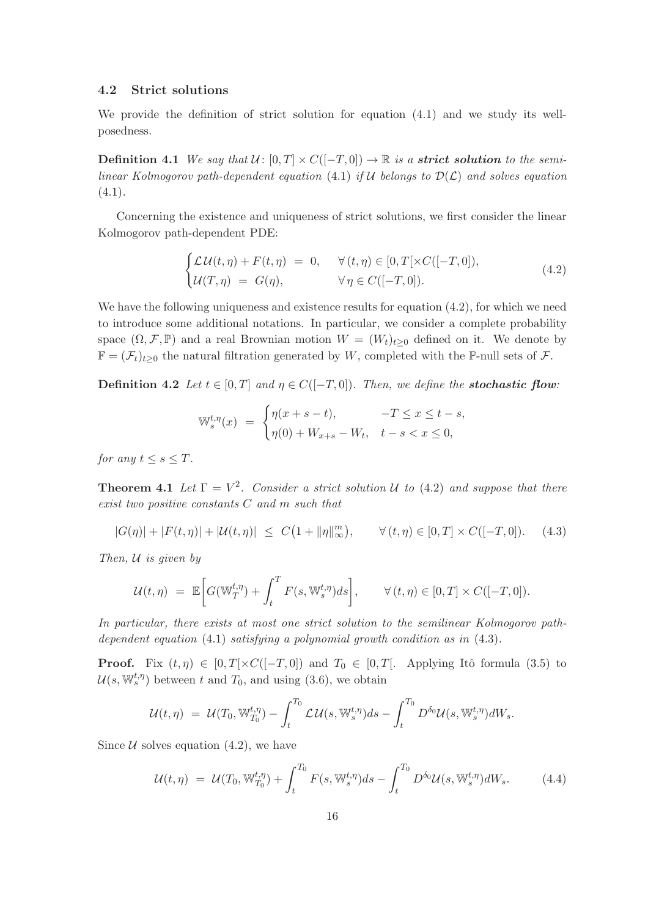### 4.2 Strict solutions

We provide the definition of strict solution for equation (4.1) and we study its well-posedness.

**Definition 4.1** *We say that $\mathcal{U}\colon [0,T]\times C([-T,0])\to\mathbb{R}$ is a **strict solution** to the semilinear Kolmogorov path-dependent equation* (4.1) *if $\mathcal{U}$ belongs to $\mathcal{D}(\mathcal{L})$ and solves equation* (4.1).

Concerning the existence and uniqueness of strict solutions, we first consider the linear Kolmogorov path-dependent PDE:

$$
\begin{cases}
\mathcal{L}\,\mathcal{U}(t,\eta) + F(t,\eta) \;=\; 0, & \forall\,(t,\eta)\in[0,T[\times C([-T,0]),\\
\mathcal{U}(T,\eta) \;=\; G(\eta), & \forall\,\eta\in C([-T,0]).
\end{cases}
\tag{4.2}
$$

We have the following uniqueness and existence results for equation (4.2), for which we need to introduce some additional notations. In particular, we consider a complete probability space $(\Omega,\mathcal{F},\mathbb{P})$ and a real Brownian motion $W=(W_t)_{t\geq 0}$ defined on it. We denote by $\mathbb{F}=(\mathcal{F}_t)_{t\geq 0}$ the natural filtration generated by $W$, completed with the $\mathbb{P}$-null sets of $\mathcal{F}$.

**Definition 4.2** *Let $t\in[0,T]$ and $\eta\in C([-T,0])$. Then, we define the **stochastic flow**:*

$$
\mathbb{W}_s^{t,\eta}(x) \;=\; \begin{cases}
\eta(x+s-t), & -T\leq x\leq t-s,\\
\eta(0)+W_{x+s}-W_t, & t-s< x\leq 0,
\end{cases}
$$

*for any $t\leq s\leq T$.*

**Theorem 4.1** *Let $\Gamma=V^2$. Consider a strict solution $\mathcal{U}$ to* (4.2) *and suppose that there exist two positive constants $C$ and $m$ such that*

$$
|G(\eta)|+|F(t,\eta)|+|\mathcal{U}(t,\eta)| \;\leq\; C\big(1+\|\eta\|_\infty^m\big), \qquad \forall\,(t,\eta)\in[0,T]\times C([-T,0]). \tag{4.3}
$$

*Then, $\mathcal{U}$ is given by*

$$
\mathcal{U}(t,\eta) \;=\; \mathbb{E}\bigg[G(\mathbb{W}_T^{t,\eta}) + \int_t^T F(s,\mathbb{W}_s^{t,\eta})ds\bigg], \qquad \forall\,(t,\eta)\in[0,T]\times C([-T,0]).
$$

*In particular, there exists at most one strict solution to the semilinear Kolmogorov path-dependent equation* (4.1) *satisfying a polynomial growth condition as in* (4.3).

**Proof.** Fix $(t,\eta)\in[0,T[\times C([-T,0])$ and $T_0\in[0,T[$. Applying Itô formula (3.5) to $\mathcal{U}(s,\mathbb{W}_s^{t,\eta})$ between $t$ and $T_0$, and using (3.6), we obtain

$$
\mathcal{U}(t,\eta) \;=\; \mathcal{U}(T_0,\mathbb{W}_{T_0}^{t,\eta}) - \int_t^{T_0}\mathcal{L}\,\mathcal{U}(s,\mathbb{W}_s^{t,\eta})ds - \int_t^{T_0} D^{\delta_0}\mathcal{U}(s,\mathbb{W}_s^{t,\eta})dW_s.
$$

Since $\mathcal{U}$ solves equation (4.2), we have

$$
\mathcal{U}(t,\eta) \;=\; \mathcal{U}(T_0,\mathbb{W}_{T_0}^{t,\eta}) + \int_t^{T_0} F(s,\mathbb{W}_s^{t,\eta})ds - \int_t^{T_0} D^{\delta_0}\mathcal{U}(s,\mathbb{W}_s^{t,\eta})dW_s. \tag{4.4}
$$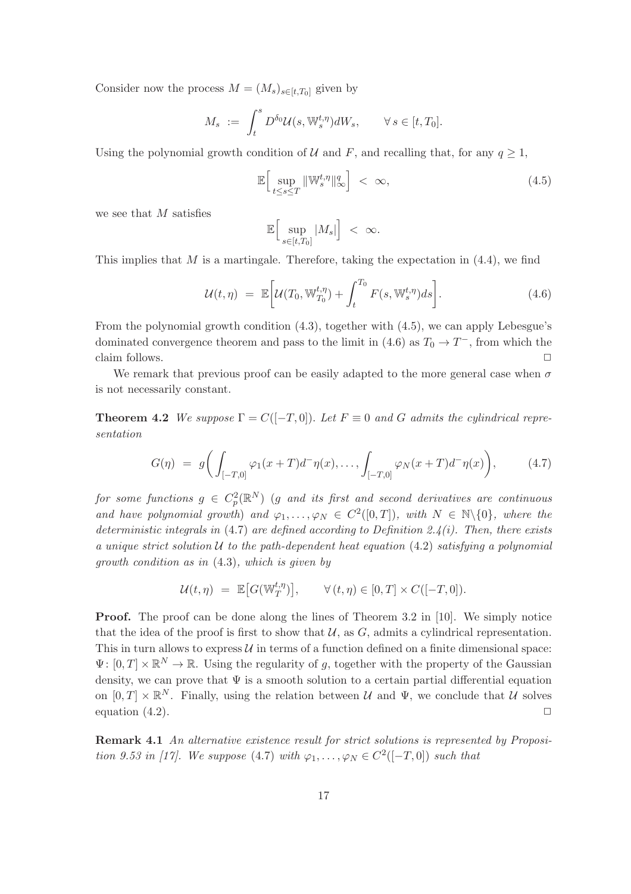Consider now the process $M = (M_s)_{s\in[t,T_0]}$ given by

$$M_s := \int_t^s D^{\delta_0}\mathcal{U}(s, \mathbb{W}_s^{t,\eta})dW_s, \qquad \forall\, s \in [t, T_0].$$

Using the polynomial growth condition of $\mathcal{U}$ and $F$, and recalling that, for any $q \geq 1$,

$$\mathbb{E}\Big[\sup_{t\leq s\leq T} \|\mathbb{W}_s^{t,\eta}\|_\infty^q\Big] < \infty, \tag{4.5}$$

we see that $M$ satisfies

$$\mathbb{E}\Big[\sup_{s\in[t,T_0]} |M_s|\Big] < \infty.$$

This implies that $M$ is a martingale. Therefore, taking the expectation in (4.4), we find

$$\mathcal{U}(t,\eta) = \mathbb{E}\bigg[\mathcal{U}(T_0, \mathbb{W}_{T_0}^{t,\eta}) + \int_t^{T_0} F(s, \mathbb{W}_s^{t,\eta})ds\bigg]. \tag{4.6}$$

From the polynomial growth condition (4.3), together with (4.5), we can apply Lebesgue's dominated convergence theorem and pass to the limit in (4.6) as $T_0 \to T^-$, from which the claim follows. $\Box$

We remark that previous proof can be easily adapted to the more general case when $\sigma$ is not necessarily constant.

**Theorem 4.2** *We suppose $\Gamma = C([-T,0])$. Let $F \equiv 0$ and $G$ admits the cylindrical representation*

$$G(\eta) = g\bigg(\int_{[-T,0]} \varphi_1(x+T)d^-\eta(x), \ldots, \int_{[-T,0]} \varphi_N(x+T)d^-\eta(x)\bigg), \tag{4.7}$$

*for some functions $g \in C_p^2(\mathbb{R}^N)$ ($g$ and its first and second derivatives are continuous and have polynomial growth) and $\varphi_1, \ldots, \varphi_N \in C^2([0,T])$, with $N \in \mathbb{N}\backslash\{0\}$, where the deterministic integrals in (4.7) are defined according to Definition 2.4(i). Then, there exists a unique strict solution $\mathcal{U}$ to the path-dependent heat equation (4.2) satisfying a polynomial growth condition as in (4.3), which is given by*

$$\mathcal{U}(t,\eta) = \mathbb{E}\big[G(\mathbb{W}_T^{t,\eta})\big], \qquad \forall\, (t,\eta) \in [0,T] \times C([-T,0]).$$

**Proof.** The proof can be done along the lines of Theorem 3.2 in [10]. We simply notice that the idea of the proof is first to show that $\mathcal{U}$, as $G$, admits a cylindrical representation. This in turn allows to express $\mathcal{U}$ in terms of a function defined on a finite dimensional space: $\Psi\colon [0,T] \times \mathbb{R}^N \to \mathbb{R}$. Using the regularity of $g$, together with the property of the Gaussian density, we can prove that $\Psi$ is a smooth solution to a certain partial differential equation on $[0,T] \times \mathbb{R}^N$. Finally, using the relation between $\mathcal{U}$ and $\Psi$, we conclude that $\mathcal{U}$ solves equation (4.2). $\Box$

**Remark 4.1** *An alternative existence result for strict solutions is represented by Proposition 9.53 in [17]. We suppose (4.7) with $\varphi_1, \ldots, \varphi_N \in C^2([-T,0])$ such that*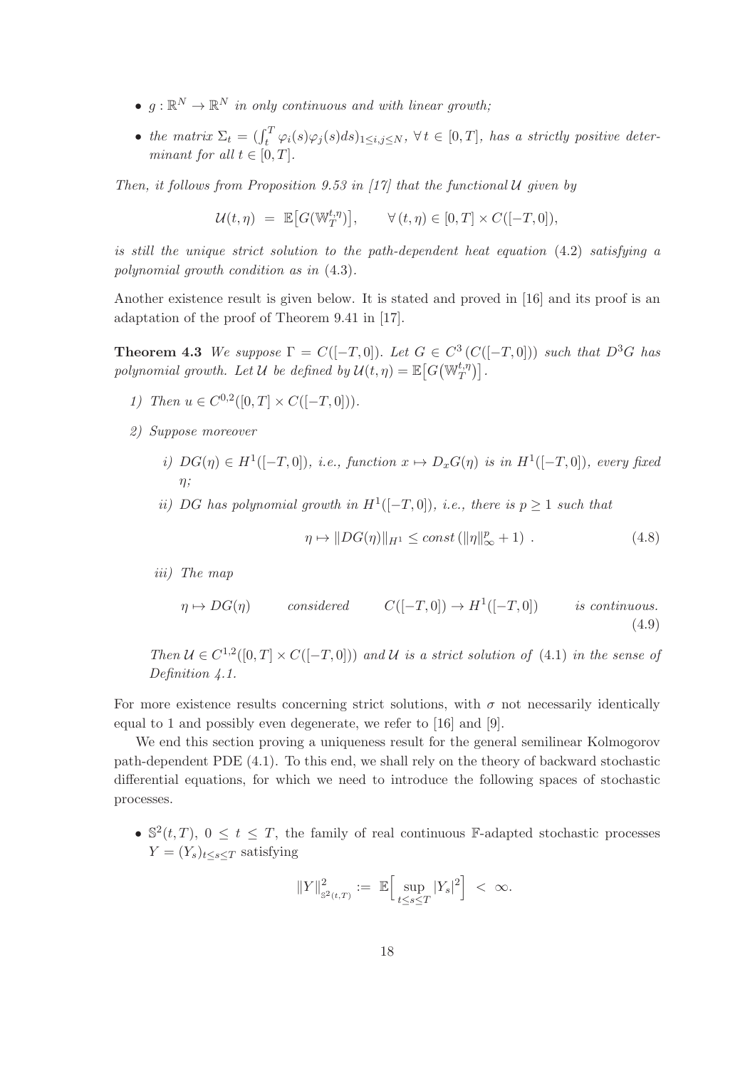- *$g : \mathbb{R}^N \to \mathbb{R}^N$ in only continuous and with linear growth;*
- *the matrix $\Sigma_t = (\int_t^T \varphi_i(s)\varphi_j(s)ds)_{1\leq i,j\leq N}$, $\forall\, t \in [0,T]$, has a strictly positive determinant for all $t \in [0,T]$.*

*Then, it follows from Proposition 9.53 in [17] that the functional $\mathcal{U}$ given by*

$$\mathcal{U}(t,\eta) \;=\; \mathbb{E}\big[G(\mathbb{W}_T^{t,\eta})\big], \qquad \forall\,(t,\eta) \in [0,T] \times C([-T,0]),$$

*is still the unique strict solution to the path-dependent heat equation (4.2) satisfying a polynomial growth condition as in (4.3).*

Another existence result is given below. It is stated and proved in [16] and its proof is an adaptation of the proof of Theorem 9.41 in [17].

**Theorem 4.3** *We suppose $\Gamma = C([-T,0])$. Let $G \in C^3\,(C([-T,0]))$ such that $D^3G$ has polynomial growth. Let $\mathcal{U}$ be defined by $\mathcal{U}(t,\eta) = \mathbb{E}\big[G\big(\mathbb{W}_T^{t,\eta}\big)\big]$.*

*1) Then $u \in C^{0,2}([0,T] \times C([-T,0]))$.*

*2) Suppose moreover*

*i) $DG(\eta) \in H^1([-T,0])$, i.e., function $x \mapsto D_xG(\eta)$ is in $H^1([-T,0])$, every fixed $\eta$;*

*ii) $DG$ has polynomial growth in $H^1([-T,0])$, i.e., there is $p \geq 1$ such that*

$$\eta \mapsto \|DG(\eta)\|_{H^1} \leq const\,(\|\eta\|_\infty^p + 1)\ . \tag{4.8}$$

*iii) The map*

$$\eta \mapsto DG(\eta) \qquad \textit{considered} \qquad C([-T,0]) \to H^1([-T,0]) \qquad \textit{is continuous.} \tag{4.9}$$

*Then $\mathcal{U} \in C^{1,2}([0,T] \times C([-T,0]))$ and $\mathcal{U}$ is a strict solution of (4.1) in the sense of Definition 4.1.*

For more existence results concerning strict solutions, with $\sigma$ not necessarily identically equal to 1 and possibly even degenerate, we refer to [16] and [9].

We end this section proving a uniqueness result for the general semilinear Kolmogorov path-dependent PDE (4.1). To this end, we shall rely on the theory of backward stochastic differential equations, for which we need to introduce the following spaces of stochastic processes.

- $\mathbb{S}^2(t,T)$, $0 \leq t \leq T$, the family of real continuous $\mathbb{F}$-adapted stochastic processes $Y = (Y_s)_{t\leq s\leq T}$ satisfying

$$\|Y\|^2_{\mathbb{S}^2(t,T)} := \mathbb{E}\Big[\sup_{t\leq s\leq T}|Y_s|^2\Big] \;<\; \infty.$$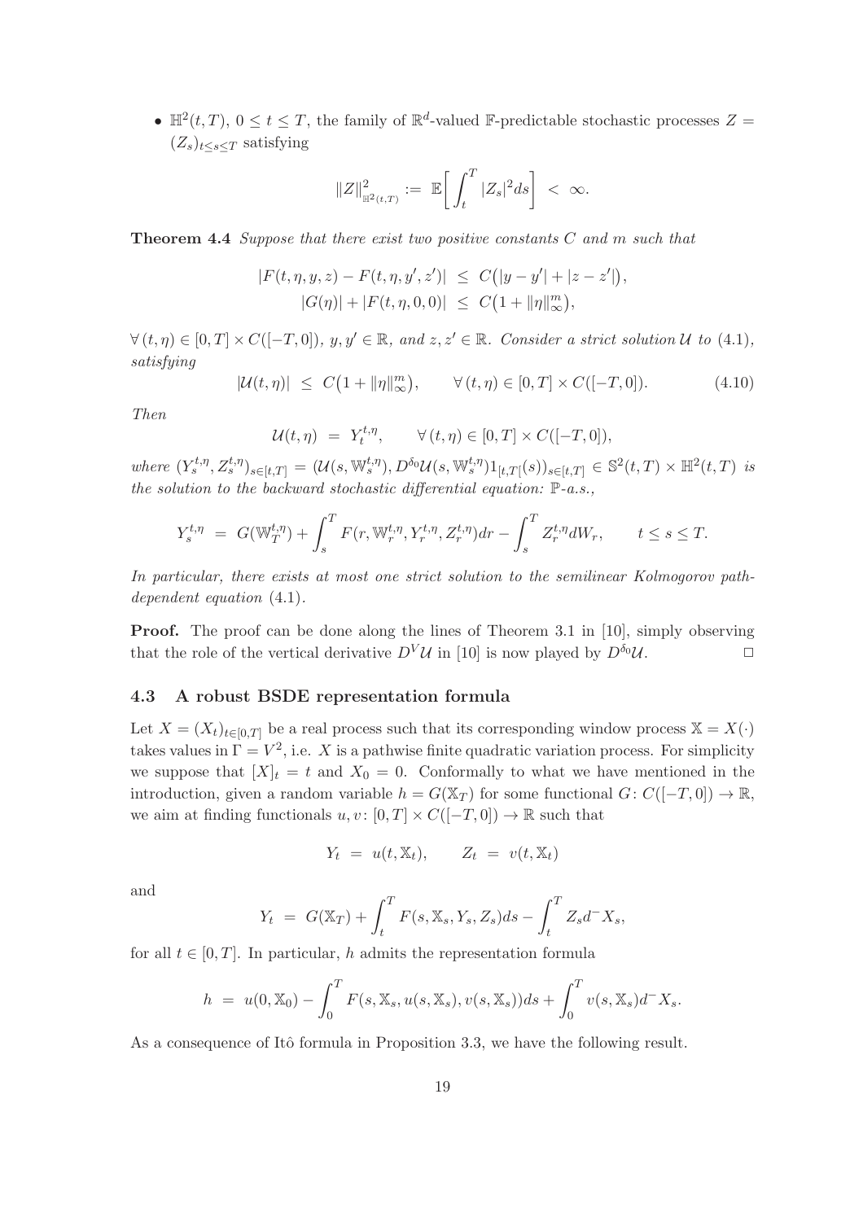- $\mathbb{H}^2(t,T)$, $0 \leq t \leq T$, the family of $\mathbb{R}^d$-valued $\mathbb{F}$-predictable stochastic processes $Z = (Z_s)_{t \leq s \leq T}$ satisfying

$$\|Z\|^2_{\mathbb{H}^2(t,T)} := \mathbb{E}\bigg[\int_t^T |Z_s|^2 ds\bigg] < \infty.$$

**Theorem 4.4** *Suppose that there exist two positive constants $C$ and $m$ such that*

$$\begin{aligned}
|F(t,\eta,y,z) - F(t,\eta,y',z')| &\leq C\big(|y-y'| + |z-z'|\big), \\
|G(\eta)| + |F(t,\eta,0,0)| &\leq C\big(1 + \|\eta\|_\infty^m\big),
\end{aligned}$$

*$\forall\,(t,\eta) \in [0,T] \times C([-T,0])$, $y, y' \in \mathbb{R}$, and $z, z' \in \mathbb{R}$. Consider a strict solution $\mathcal{U}$ to (4.1), satisfying*

$$|\mathcal{U}(t,\eta)| \leq C\big(1 + \|\eta\|_\infty^m\big), \qquad \forall\,(t,\eta) \in [0,T] \times C([-T,0]). \tag{4.10}$$

*Then*

$$\mathcal{U}(t,\eta) = Y_t^{t,\eta}, \qquad \forall\,(t,\eta) \in [0,T] \times C([-T,0]),$$

*where $(Y_s^{t,\eta}, Z_s^{t,\eta})_{s \in [t,T]} = (\mathcal{U}(s,\mathbb{W}_s^{t,\eta}), D^{\delta_0}\mathcal{U}(s,\mathbb{W}_s^{t,\eta})1_{[t,T[}(s))_{s \in [t,T]} \in \mathbb{S}^2(t,T) \times \mathbb{H}^2(t,T)$ is the solution to the backward stochastic differential equation: $\mathbb{P}$-a.s.,*

$$Y_s^{t,\eta} = G(\mathbb{W}_T^{t,\eta}) + \int_s^T F(r,\mathbb{W}_r^{t,\eta},Y_r^{t,\eta},Z_r^{t,\eta})dr - \int_s^T Z_r^{t,\eta} dW_r, \qquad t \leq s \leq T.$$

*In particular, there exists at most one strict solution to the semilinear Kolmogorov path-dependent equation (4.1).*

**Proof.** The proof can be done along the lines of Theorem 3.1 in [10], simply observing that the role of the vertical derivative $D^V\mathcal{U}$ in [10] is now played by $D^{\delta_0}\mathcal{U}$. $\Box$

### 4.3 A robust BSDE representation formula

Let $X = (X_t)_{t \in [0,T]}$ be a real process such that its corresponding window process $\mathbb{X} = X(\cdot)$ takes values in $\Gamma = V^2$, i.e. $X$ is a pathwise finite quadratic variation process. For simplicity we suppose that $[X]_t = t$ and $X_0 = 0$. Conformally to what we have mentioned in the introduction, given a random variable $h = G(\mathbb{X}_T)$ for some functional $G\colon C([-T,0]) \to \mathbb{R}$, we aim at finding functionals $u, v\colon [0,T] \times C([-T,0]) \to \mathbb{R}$ such that

$$Y_t = u(t,\mathbb{X}_t), \qquad Z_t = v(t,\mathbb{X}_t)$$

and

$$Y_t = G(\mathbb{X}_T) + \int_t^T F(s,\mathbb{X}_s,Y_s,Z_s)ds - \int_t^T Z_s d^- X_s,$$

for all $t \in [0,T]$. In particular, $h$ admits the representation formula

$$h = u(0,\mathbb{X}_0) - \int_0^T F(s,\mathbb{X}_s,u(s,\mathbb{X}_s),v(s,\mathbb{X}_s))ds + \int_0^T v(s,\mathbb{X}_s) d^- X_s.$$

As a consequence of Itô formula in Proposition 3.3, we have the following result.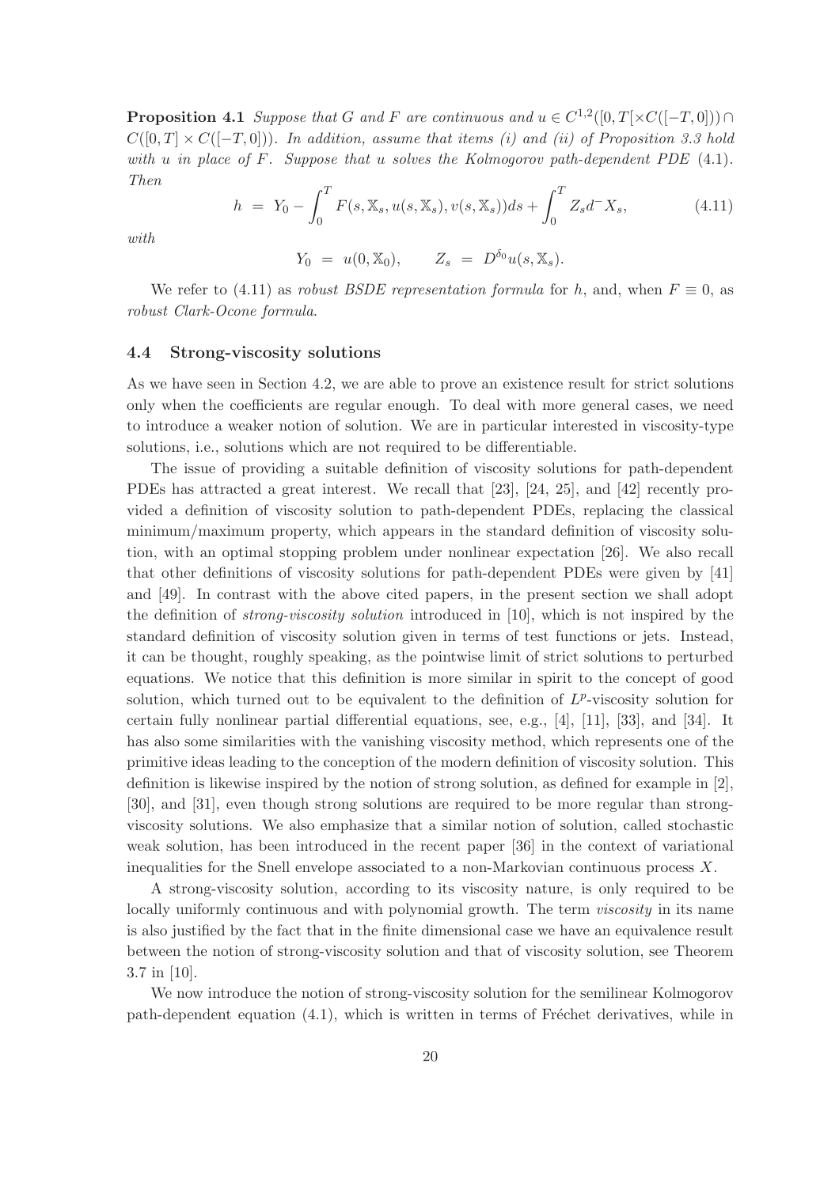**Proposition 4.1** *Suppose that $G$ and $F$ are continuous and $u \in C^{1,2}([0,T[\times C([-T,0])) \cap C([0,T] \times C([-T,0]))$. In addition, assume that items (i) and (ii) of Proposition 3.3 hold with $u$ in place of $F$. Suppose that $u$ solves the Kolmogorov path-dependent PDE* (4.1)*. Then*

$$h \; = \; Y_0 - \int_0^T F(s, \mathbb{X}_s, u(s, \mathbb{X}_s), v(s, \mathbb{X}_s)) ds + \int_0^T Z_s d^- X_s, \tag{4.11}$$

*with*

$$Y_0 \; = \; u(0, \mathbb{X}_0), \qquad Z_s \; = \; D^{\delta_0} u(s, \mathbb{X}_s).$$

We refer to (4.11) as *robust BSDE representation formula* for $h$, and, when $F \equiv 0$, as *robust Clark-Ocone formula*.

### 4.4 Strong-viscosity solutions

As we have seen in Section 4.2, we are able to prove an existence result for strict solutions only when the coefficients are regular enough. To deal with more general cases, we need to introduce a weaker notion of solution. We are in particular interested in viscosity-type solutions, i.e., solutions which are not required to be differentiable.

The issue of providing a suitable definition of viscosity solutions for path-dependent PDEs has attracted a great interest. We recall that [23], [24, 25], and [42] recently provided a definition of viscosity solution to path-dependent PDEs, replacing the classical minimum/maximum property, which appears in the standard definition of viscosity solution, with an optimal stopping problem under nonlinear expectation [26]. We also recall that other definitions of viscosity solutions for path-dependent PDEs were given by [41] and [49]. In contrast with the above cited papers, in the present section we shall adopt the definition of *strong-viscosity solution* introduced in [10], which is not inspired by the standard definition of viscosity solution given in terms of test functions or jets. Instead, it can be thought, roughly speaking, as the pointwise limit of strict solutions to perturbed equations. We notice that this definition is more similar in spirit to the concept of good solution, which turned out to be equivalent to the definition of $L^p$-viscosity solution for certain fully nonlinear partial differential equations, see, e.g., [4], [11], [33], and [34]. It has also some similarities with the vanishing viscosity method, which represents one of the primitive ideas leading to the conception of the modern definition of viscosity solution. This definition is likewise inspired by the notion of strong solution, as defined for example in [2], [30], and [31], even though strong solutions are required to be more regular than strong-viscosity solutions. We also emphasize that a similar notion of solution, called stochastic weak solution, has been introduced in the recent paper [36] in the context of variational inequalities for the Snell envelope associated to a non-Markovian continuous process $X$.

A strong-viscosity solution, according to its viscosity nature, is only required to be locally uniformly continuous and with polynomial growth. The term *viscosity* in its name is also justified by the fact that in the finite dimensional case we have an equivalence result between the notion of strong-viscosity solution and that of viscosity solution, see Theorem 3.7 in [10].

We now introduce the notion of strong-viscosity solution for the semilinear Kolmogorov path-dependent equation (4.1), which is written in terms of Fréchet derivatives, while in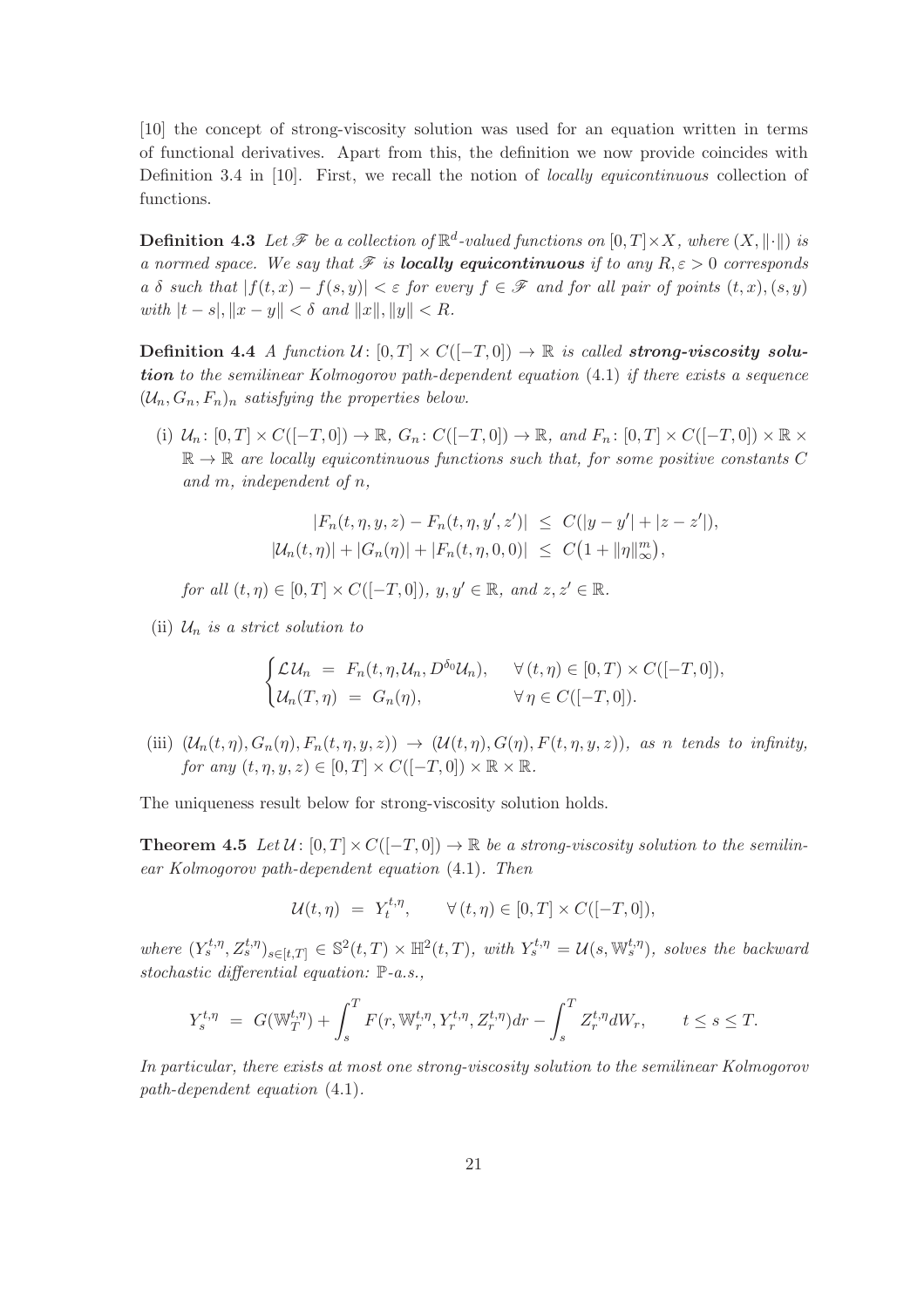[10] the concept of strong-viscosity solution was used for an equation written in terms of functional derivatives. Apart from this, the definition we now provide coincides with Definition 3.4 in [10]. First, we recall the notion of *locally equicontinuous* collection of functions.

**Definition 4.3** *Let $\mathscr{F}$ be a collection of $\mathbb{R}^d$-valued functions on $[0,T]\times X$, where $(X,\|\cdot\|)$ is a normed space. We say that $\mathscr{F}$ is* ***locally equicontinuous*** *if to any $R,\varepsilon>0$ corresponds a $\delta$ such that $|f(t,x)-f(s,y)|<\varepsilon$ for every $f\in\mathscr{F}$ and for all pair of points $(t,x),(s,y)$ with $|t-s|,\|x-y\|<\delta$ and $\|x\|,\|y\|<R$.*

**Definition 4.4** *A function $\mathcal{U}\colon[0,T]\times C([-T,0])\to\mathbb{R}$ is called* ***strong-viscosity solution*** *to the semilinear Kolmogorov path-dependent equation* (4.1) *if there exists a sequence $(\mathcal{U}_n,G_n,F_n)_n$ satisfying the properties below.*

(i) *$\mathcal{U}_n\colon[0,T]\times C([-T,0])\to\mathbb{R}$, $G_n\colon C([-T,0])\to\mathbb{R}$, and $F_n\colon[0,T]\times C([-T,0])\times\mathbb{R}\times\mathbb{R}\to\mathbb{R}$ are locally equicontinuous functions such that, for some positive constants $C$ and $m$, independent of $n$,*

$$
\begin{aligned}
|F_n(t,\eta,y,z)-F_n(t,\eta,y',z')| &\leq C(|y-y'|+|z-z'|),\\
|\mathcal{U}_n(t,\eta)|+|G_n(\eta)|+|F_n(t,\eta,0,0)| &\leq C\big(1+\|\eta\|_\infty^m\big),
\end{aligned}
$$

*for all $(t,\eta)\in[0,T]\times C([-T,0])$, $y,y'\in\mathbb{R}$, and $z,z'\in\mathbb{R}$.*

(ii) *$\mathcal{U}_n$ is a strict solution to*

$$
\begin{cases}
\mathcal{L}\mathcal{U}_n \;=\; F_n(t,\eta,\mathcal{U}_n,D^{\delta_0}\mathcal{U}_n), & \forall\,(t,\eta)\in[0,T)\times C([-T,0]),\\
\mathcal{U}_n(T,\eta) \;=\; G_n(\eta), & \forall\,\eta\in C([-T,0]).
\end{cases}
$$

(iii) *$(\mathcal{U}_n(t,\eta),G_n(\eta),F_n(t,\eta,y,z))\to(\mathcal{U}(t,\eta),G(\eta),F(t,\eta,y,z))$, as $n$ tends to infinity, for any $(t,\eta,y,z)\in[0,T]\times C([-T,0])\times\mathbb{R}\times\mathbb{R}$.*

The uniqueness result below for strong-viscosity solution holds.

**Theorem 4.5** *Let $\mathcal{U}\colon[0,T]\times C([-T,0])\to\mathbb{R}$ be a strong-viscosity solution to the semilinear Kolmogorov path-dependent equation* (4.1)*. Then*

$$
\mathcal{U}(t,\eta) \;=\; Y_t^{t,\eta}, \qquad \forall\,(t,\eta)\in[0,T]\times C([-T,0]),
$$

*where $(Y_s^{t,\eta},Z_s^{t,\eta})_{s\in[t,T]}\in\mathbb{S}^2(t,T)\times\mathbb{H}^2(t,T)$, with $Y_s^{t,\eta}=\mathcal{U}(s,\mathbb{W}_s^{t,\eta})$, solves the backward stochastic differential equation: $\mathbb{P}$-a.s.,*

$$
Y_s^{t,\eta} \;=\; G(\mathbb{W}_T^{t,\eta})+\int_s^T F(r,\mathbb{W}_r^{t,\eta},Y_r^{t,\eta},Z_r^{t,\eta})dr-\int_s^T Z_r^{t,\eta}dW_r, \qquad t\leq s\leq T.
$$

*In particular, there exists at most one strong-viscosity solution to the semilinear Kolmogorov path-dependent equation* (4.1)*.*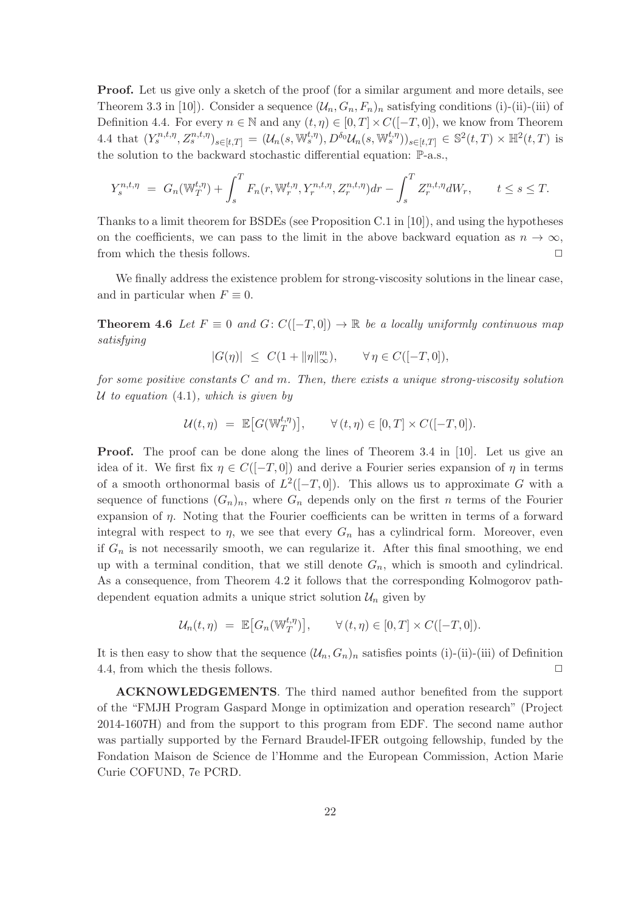**Proof.** Let us give only a sketch of the proof (for a similar argument and more details, see Theorem 3.3 in [10]). Consider a sequence $(\mathcal{U}_n, G_n, F_n)_n$ satisfying conditions (i)-(ii)-(iii) of Definition 4.4. For every $n \in \mathbb{N}$ and any $(t, \eta) \in [0, T] \times C([-T, 0])$, we know from Theorem 4.4 that $(Y_s^{n,t,\eta}, Z_s^{n,t,\eta})_{s \in [t,T]} = (\mathcal{U}_n(s, \mathbb{W}_s^{t,\eta}), D^{\delta_0}\mathcal{U}_n(s, \mathbb{W}_s^{t,\eta}))_{s \in [t,T]} \in \mathbb{S}^2(t,T) \times \mathbb{H}^2(t,T)$ is the solution to the backward stochastic differential equation: $\mathbb{P}$-a.s.,

$$Y_s^{n,t,\eta} \;=\; G_n(\mathbb{W}_T^{t,\eta}) + \int_s^T F_n(r, \mathbb{W}_r^{t,\eta}, Y_r^{n,t,\eta}, Z_r^{n,t,\eta})dr - \int_s^T Z_r^{n,t,\eta} dW_r, \qquad t \leq s \leq T.$$

Thanks to a limit theorem for BSDEs (see Proposition C.1 in [10]), and using the hypotheses on the coefficients, we can pass to the limit in the above backward equation as $n \to \infty$, from which the thesis follows. $\Box$

We finally address the existence problem for strong-viscosity solutions in the linear case, and in particular when $F \equiv 0$.

**Theorem 4.6** *Let $F \equiv 0$ and $G \colon C([-T, 0]) \to \mathbb{R}$ be a locally uniformly continuous map satisfying*

$$|G(\eta)| \;\leq\; C(1 + \|\eta\|_\infty^m), \qquad \forall\, \eta \in C([-T, 0]),$$

*for some positive constants $C$ and $m$. Then, there exists a unique strong-viscosity solution $\mathcal{U}$ to equation* (4.1)*, which is given by*

$$\mathcal{U}(t, \eta) \;=\; \mathbb{E}\big[G(\mathbb{W}_T^{t,\eta})\big], \qquad \forall\, (t, \eta) \in [0, T] \times C([-T, 0]).$$

**Proof.** The proof can be done along the lines of Theorem 3.4 in [10]. Let us give an idea of it. We first fix $\eta \in C([-T, 0])$ and derive a Fourier series expansion of $\eta$ in terms of a smooth orthonormal basis of $L^2([-T, 0])$. This allows us to approximate $G$ with a sequence of functions $(G_n)_n$, where $G_n$ depends only on the first $n$ terms of the Fourier expansion of $\eta$. Noting that the Fourier coefficients can be written in terms of a forward integral with respect to $\eta$, we see that every $G_n$ has a cylindrical form. Moreover, even if $G_n$ is not necessarily smooth, we can regularize it. After this final smoothing, we end up with a terminal condition, that we still denote $G_n$, which is smooth and cylindrical. As a consequence, from Theorem 4.2 it follows that the corresponding Kolmogorov path-dependent equation admits a unique strict solution $\mathcal{U}_n$ given by

$$\mathcal{U}_n(t, \eta) \;=\; \mathbb{E}\big[G_n(\mathbb{W}_T^{t,\eta})\big], \qquad \forall\, (t, \eta) \in [0, T] \times C([-T, 0]).$$

It is then easy to show that the sequence $(\mathcal{U}_n, G_n)_n$ satisfies points (i)-(ii)-(iii) of Definition 4.4, from which the thesis follows. $\Box$

**ACKNOWLEDGEMENTS**. The third named author benefited from the support of the "FMJH Program Gaspard Monge in optimization and operation research" (Project 2014-1607H) and from the support to this program from EDF. The second name author was partially supported by the Fernard Braudel-IFER outgoing fellowship, funded by the Fondation Maison de Science de l'Homme and the European Commission, Action Marie Curie COFUND, 7e PCRD.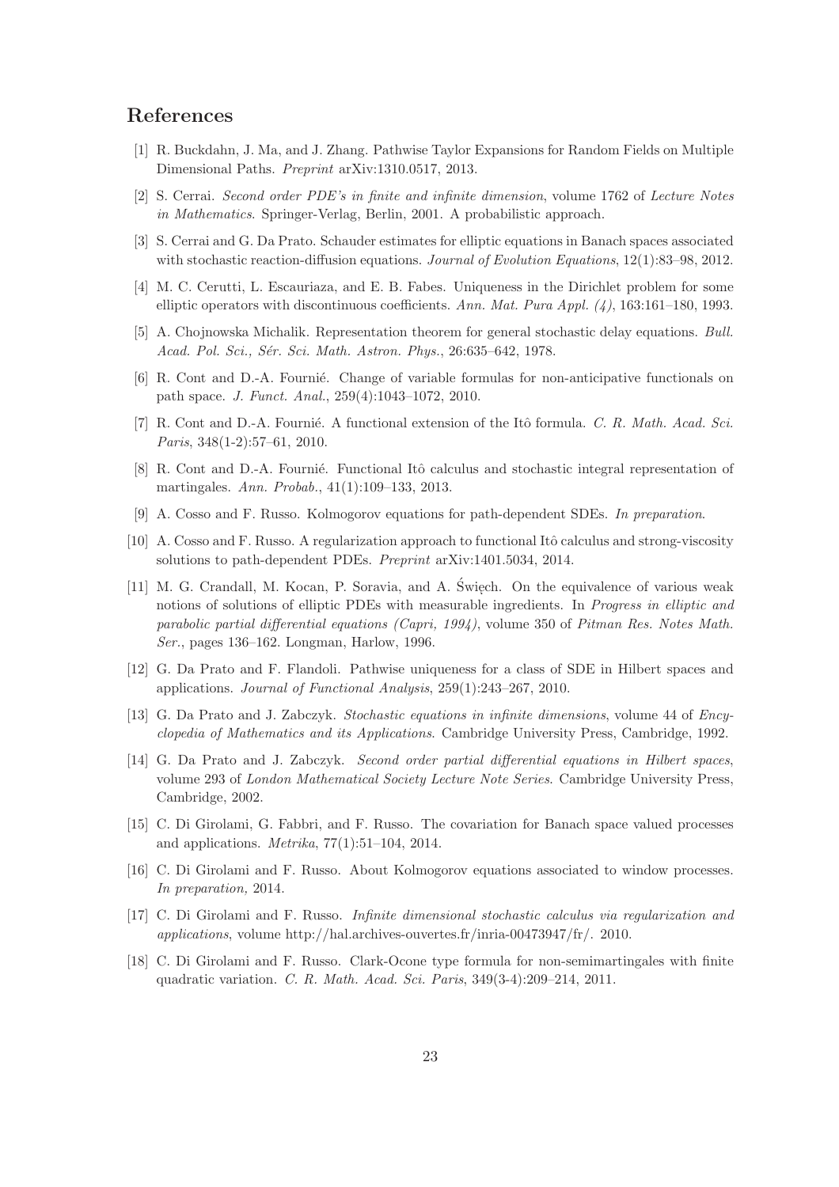## References

[1] R. Buckdahn, J. Ma, and J. Zhang. Pathwise Taylor Expansions for Random Fields on Multiple Dimensional Paths. *Preprint* arXiv:1310.0517, 2013.

[2] S. Cerrai. *Second order PDE's in finite and infinite dimension*, volume 1762 of *Lecture Notes in Mathematics*. Springer-Verlag, Berlin, 2001. A probabilistic approach.

[3] S. Cerrai and G. Da Prato. Schauder estimates for elliptic equations in Banach spaces associated with stochastic reaction-diffusion equations. *Journal of Evolution Equations*, 12(1):83–98, 2012.

[4] M. C. Cerutti, L. Escauriaza, and E. B. Fabes. Uniqueness in the Dirichlet problem for some elliptic operators with discontinuous coefficients. *Ann. Mat. Pura Appl. (4)*, 163:161–180, 1993.

[5] A. Chojnowska Michalik. Representation theorem for general stochastic delay equations. *Bull. Acad. Pol. Sci., Sér. Sci. Math. Astron. Phys.*, 26:635–642, 1978.

[6] R. Cont and D.-A. Fournié. Change of variable formulas for non-anticipative functionals on path space. *J. Funct. Anal.*, 259(4):1043–1072, 2010.

[7] R. Cont and D.-A. Fournié. A functional extension of the Itô formula. *C. R. Math. Acad. Sci. Paris*, 348(1-2):57–61, 2010.

[8] R. Cont and D.-A. Fournié. Functional Itô calculus and stochastic integral representation of martingales. *Ann. Probab.*, 41(1):109–133, 2013.

[9] A. Cosso and F. Russo. Kolmogorov equations for path-dependent SDEs. *In preparation*.

[10] A. Cosso and F. Russo. A regularization approach to functional Itô calculus and strong-viscosity solutions to path-dependent PDEs. *Preprint* arXiv:1401.5034, 2014.

[11] M. G. Crandall, M. Kocan, P. Soravia, and A. Święch. On the equivalence of various weak notions of solutions of elliptic PDEs with measurable ingredients. In *Progress in elliptic and parabolic partial differential equations (Capri, 1994)*, volume 350 of *Pitman Res. Notes Math. Ser.*, pages 136–162. Longman, Harlow, 1996.

[12] G. Da Prato and F. Flandoli. Pathwise uniqueness for a class of SDE in Hilbert spaces and applications. *Journal of Functional Analysis*, 259(1):243–267, 2010.

[13] G. Da Prato and J. Zabczyk. *Stochastic equations in infinite dimensions*, volume 44 of *Encyclopedia of Mathematics and its Applications*. Cambridge University Press, Cambridge, 1992.

[14] G. Da Prato and J. Zabczyk. *Second order partial differential equations in Hilbert spaces*, volume 293 of *London Mathematical Society Lecture Note Series*. Cambridge University Press, Cambridge, 2002.

[15] C. Di Girolami, G. Fabbri, and F. Russo. The covariation for Banach space valued processes and applications. *Metrika*, 77(1):51–104, 2014.

[16] C. Di Girolami and F. Russo. About Kolmogorov equations associated to window processes. *In preparation,* 2014.

[17] C. Di Girolami and F. Russo. *Infinite dimensional stochastic calculus via regularization and applications*, volume http://hal.archives-ouvertes.fr/inria-00473947/fr/. 2010.

[18] C. Di Girolami and F. Russo. Clark-Ocone type formula for non-semimartingales with finite quadratic variation. *C. R. Math. Acad. Sci. Paris*, 349(3-4):209–214, 2011.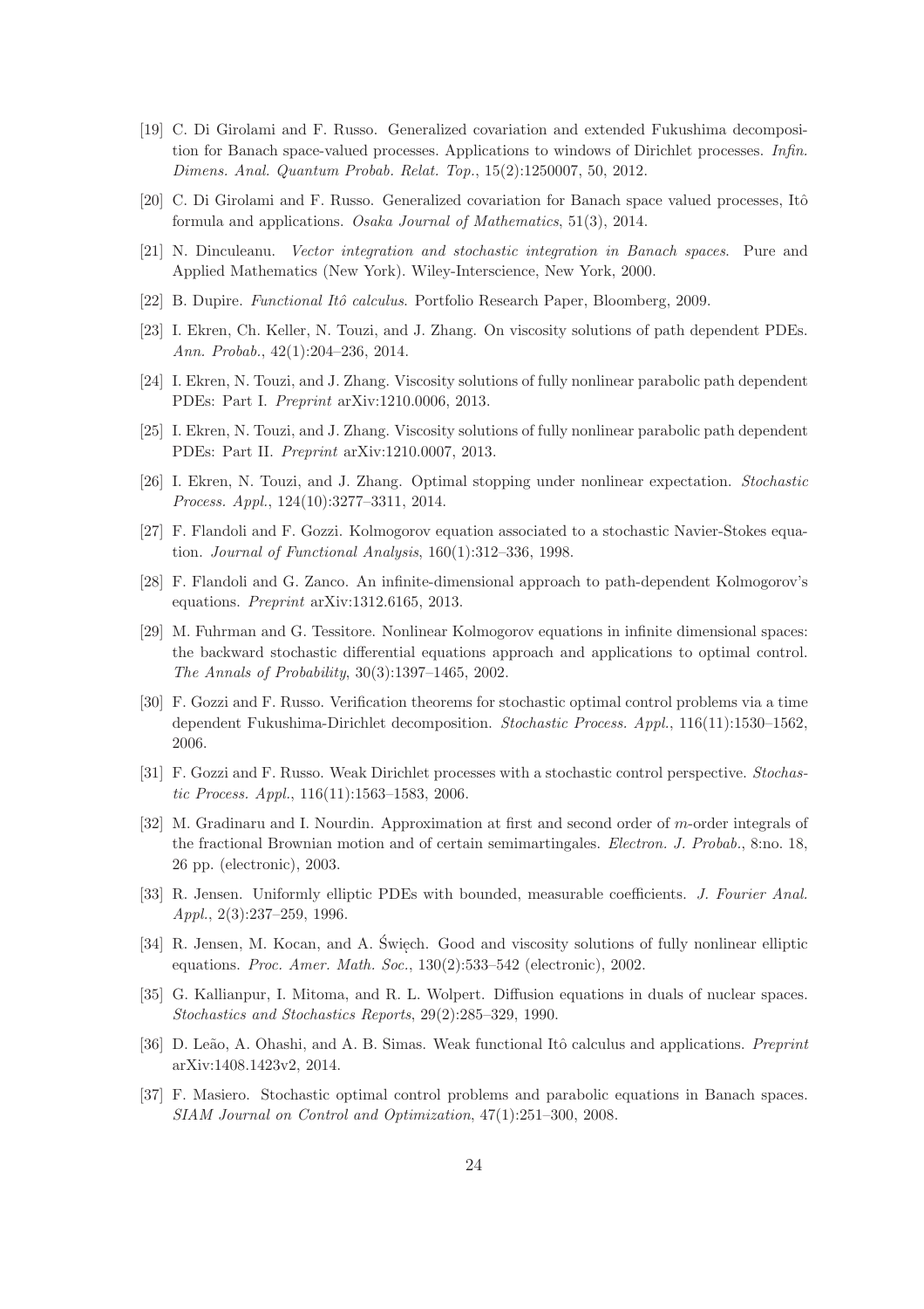[19] C. Di Girolami and F. Russo. Generalized covariation and extended Fukushima decomposition for Banach space-valued processes. Applications to windows of Dirichlet processes. *Infin. Dimens. Anal. Quantum Probab. Relat. Top.*, 15(2):1250007, 50, 2012.

[20] C. Di Girolami and F. Russo. Generalized covariation for Banach space valued processes, Itô formula and applications. *Osaka Journal of Mathematics*, 51(3), 2014.

[21] N. Dinculeanu. *Vector integration and stochastic integration in Banach spaces*. Pure and Applied Mathematics (New York). Wiley-Interscience, New York, 2000.

[22] B. Dupire. *Functional Itô calculus*. Portfolio Research Paper, Bloomberg, 2009.

[23] I. Ekren, Ch. Keller, N. Touzi, and J. Zhang. On viscosity solutions of path dependent PDEs. *Ann. Probab.*, 42(1):204–236, 2014.

[24] I. Ekren, N. Touzi, and J. Zhang. Viscosity solutions of fully nonlinear parabolic path dependent PDEs: Part I. *Preprint* arXiv:1210.0006, 2013.

[25] I. Ekren, N. Touzi, and J. Zhang. Viscosity solutions of fully nonlinear parabolic path dependent PDEs: Part II. *Preprint* arXiv:1210.0007, 2013.

[26] I. Ekren, N. Touzi, and J. Zhang. Optimal stopping under nonlinear expectation. *Stochastic Process. Appl.*, 124(10):3277–3311, 2014.

[27] F. Flandoli and F. Gozzi. Kolmogorov equation associated to a stochastic Navier-Stokes equation. *Journal of Functional Analysis*, 160(1):312–336, 1998.

[28] F. Flandoli and G. Zanco. An infinite-dimensional approach to path-dependent Kolmogorov's equations. *Preprint* arXiv:1312.6165, 2013.

[29] M. Fuhrman and G. Tessitore. Nonlinear Kolmogorov equations in infinite dimensional spaces: the backward stochastic differential equations approach and applications to optimal control. *The Annals of Probability*, 30(3):1397–1465, 2002.

[30] F. Gozzi and F. Russo. Verification theorems for stochastic optimal control problems via a time dependent Fukushima-Dirichlet decomposition. *Stochastic Process. Appl.*, 116(11):1530–1562, 2006.

[31] F. Gozzi and F. Russo. Weak Dirichlet processes with a stochastic control perspective. *Stochastic Process. Appl.*, 116(11):1563–1583, 2006.

[32] M. Gradinaru and I. Nourdin. Approximation at first and second order of $m$-order integrals of the fractional Brownian motion and of certain semimartingales. *Electron. J. Probab.*, 8:no. 18, 26 pp. (electronic), 2003.

[33] R. Jensen. Uniformly elliptic PDEs with bounded, measurable coefficients. *J. Fourier Anal. Appl.*, 2(3):237–259, 1996.

[34] R. Jensen, M. Kocan, and A. Święch. Good and viscosity solutions of fully nonlinear elliptic equations. *Proc. Amer. Math. Soc.*, 130(2):533–542 (electronic), 2002.

[35] G. Kallianpur, I. Mitoma, and R. L. Wolpert. Diffusion equations in duals of nuclear spaces. *Stochastics and Stochastics Reports*, 29(2):285–329, 1990.

[36] D. Leão, A. Ohashi, and A. B. Simas. Weak functional Itô calculus and applications. *Preprint* arXiv:1408.1423v2, 2014.

[37] F. Masiero. Stochastic optimal control problems and parabolic equations in Banach spaces. *SIAM Journal on Control and Optimization*, 47(1):251–300, 2008.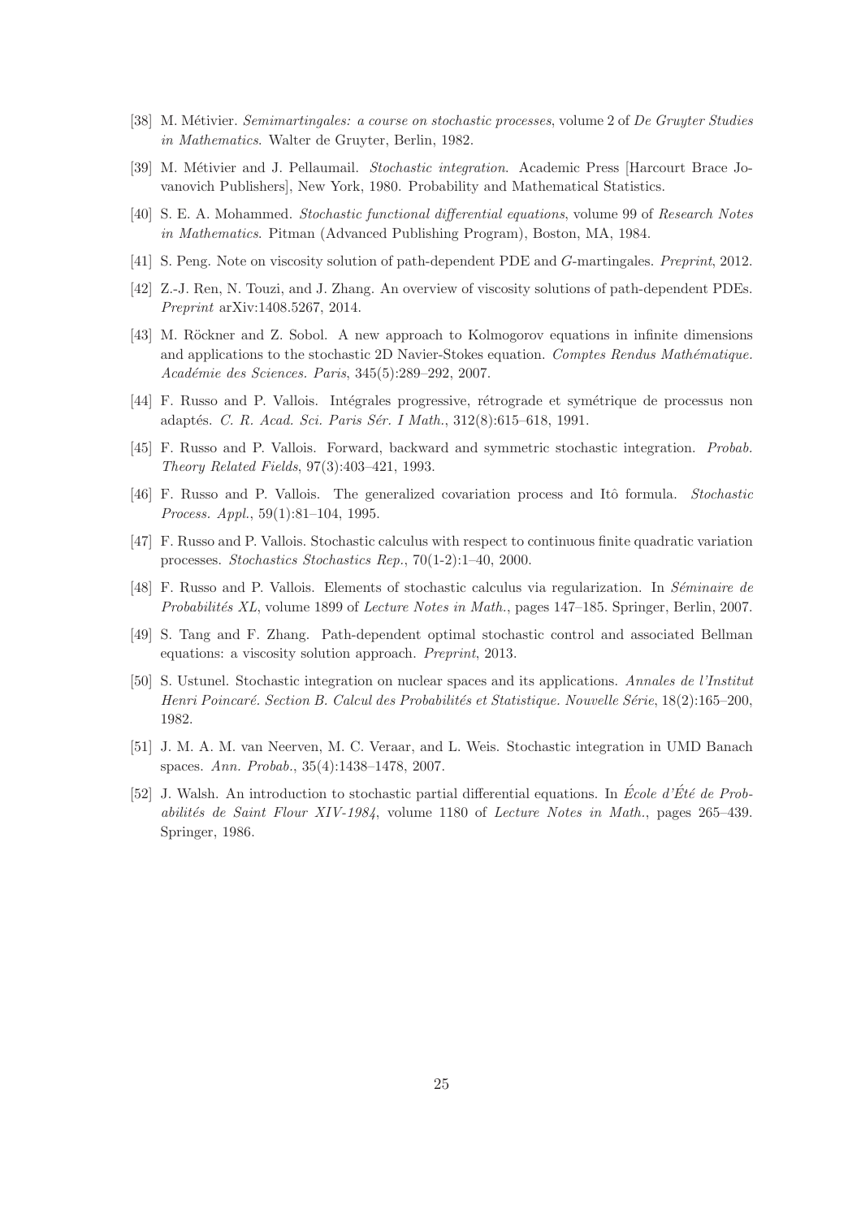[38] M. Métivier. *Semimartingales: a course on stochastic processes*, volume 2 of *De Gruyter Studies in Mathematics*. Walter de Gruyter, Berlin, 1982.

[39] M. Métivier and J. Pellaumail. *Stochastic integration*. Academic Press [Harcourt Brace Jovanovich Publishers], New York, 1980. Probability and Mathematical Statistics.

[40] S. E. A. Mohammed. *Stochastic functional differential equations*, volume 99 of *Research Notes in Mathematics*. Pitman (Advanced Publishing Program), Boston, MA, 1984.

[41] S. Peng. Note on viscosity solution of path-dependent PDE and $G$-martingales. *Preprint*, 2012.

[42] Z.-J. Ren, N. Touzi, and J. Zhang. An overview of viscosity solutions of path-dependent PDEs. *Preprint* arXiv:1408.5267, 2014.

[43] M. Röckner and Z. Sobol. A new approach to Kolmogorov equations in infinite dimensions and applications to the stochastic 2D Navier-Stokes equation. *Comptes Rendus Mathématique. Académie des Sciences. Paris*, 345(5):289–292, 2007.

[44] F. Russo and P. Vallois. Intégrales progressive, rétrograde et symétrique de processus non adaptés. *C. R. Acad. Sci. Paris Sér. I Math.*, 312(8):615–618, 1991.

[45] F. Russo and P. Vallois. Forward, backward and symmetric stochastic integration. *Probab. Theory Related Fields*, 97(3):403–421, 1993.

[46] F. Russo and P. Vallois. The generalized covariation process and Itô formula. *Stochastic Process. Appl.*, 59(1):81–104, 1995.

[47] F. Russo and P. Vallois. Stochastic calculus with respect to continuous finite quadratic variation processes. *Stochastics Stochastics Rep.*, 70(1-2):1–40, 2000.

[48] F. Russo and P. Vallois. Elements of stochastic calculus via regularization. In *Séminaire de Probabilités XL*, volume 1899 of *Lecture Notes in Math.*, pages 147–185. Springer, Berlin, 2007.

[49] S. Tang and F. Zhang. Path-dependent optimal stochastic control and associated Bellman equations: a viscosity solution approach. *Preprint*, 2013.

[50] S. Ustunel. Stochastic integration on nuclear spaces and its applications. *Annales de l'Institut Henri Poincaré. Section B. Calcul des Probabilités et Statistique. Nouvelle Série*, 18(2):165–200, 1982.

[51] J. M. A. M. van Neerven, M. C. Veraar, and L. Weis. Stochastic integration in UMD Banach spaces. *Ann. Probab.*, 35(4):1438–1478, 2007.

[52] J. Walsh. An introduction to stochastic partial differential equations. In *École d'Été de Probabilités de Saint Flour XIV-1984*, volume 1180 of *Lecture Notes in Math.*, pages 265–439. Springer, 1986.